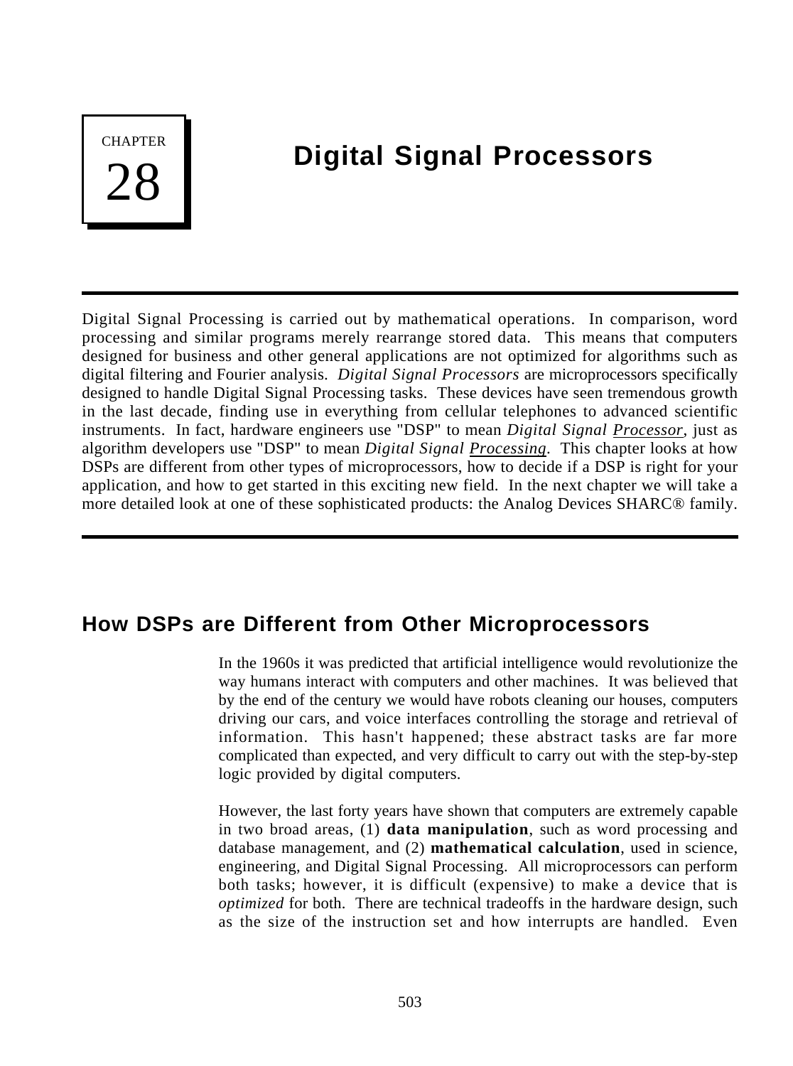# CHAPTER 28

# Digital Signal Processors

Digital Signal Processing is carried out by mathematical operations. In comparison, word processing and similar programs merely rearrange stored data. This means that computers designed for business and other general applications are not optimized for algorithms such as digital filtering and Fourier analysis. *Digital Signal Processors* are microprocessors specifically designed to handle Digital Signal Processing tasks. These devices have seen tremendous growth in the last decade, finding use in everything from cellular telephones to advanced scientific instruments. In fact, hardware engineers use "DSP" to mean *Digital Signal Processor*, just as algorithm developers use "DSP" to mean *Digital Signal Processing*. This chapter looks at how DSPs are different from other types of microprocessors, how to decide if a DSP is right for your application, and how to get started in this exciting new field. In the next chapter we will take a more detailed look at one of these sophisticated products: the Analog Devices SHARC® family.

## How DSPs are Different from Other Microprocessors

In the 1960s it was predicted that artificial intelligence would revolutionize the way humans interact with computers and other machines. It was believed that by the end of the century we would have robots cleaning our houses, computers driving our cars, and voice interfaces controlling the storage and retrieval of information. This hasn't happened; these abstract tasks are far more complicated than expected, and very difficult to carry out with the step-by-step logic provided by digital computers.

However, the last forty years have shown that computers are extremely capable in two broad areas, (1) **data manipulation**, such as word processing and database management, and (2) **mathematical calculation**, used in science, engineering, and Digital Signal Processing. All microprocessors can perform both tasks; however, it is difficult (expensive) to make a device that is *optimized* for both. There are technical tradeoffs in the hardware design, such as the size of the instruction set and how interrupts are handled. Even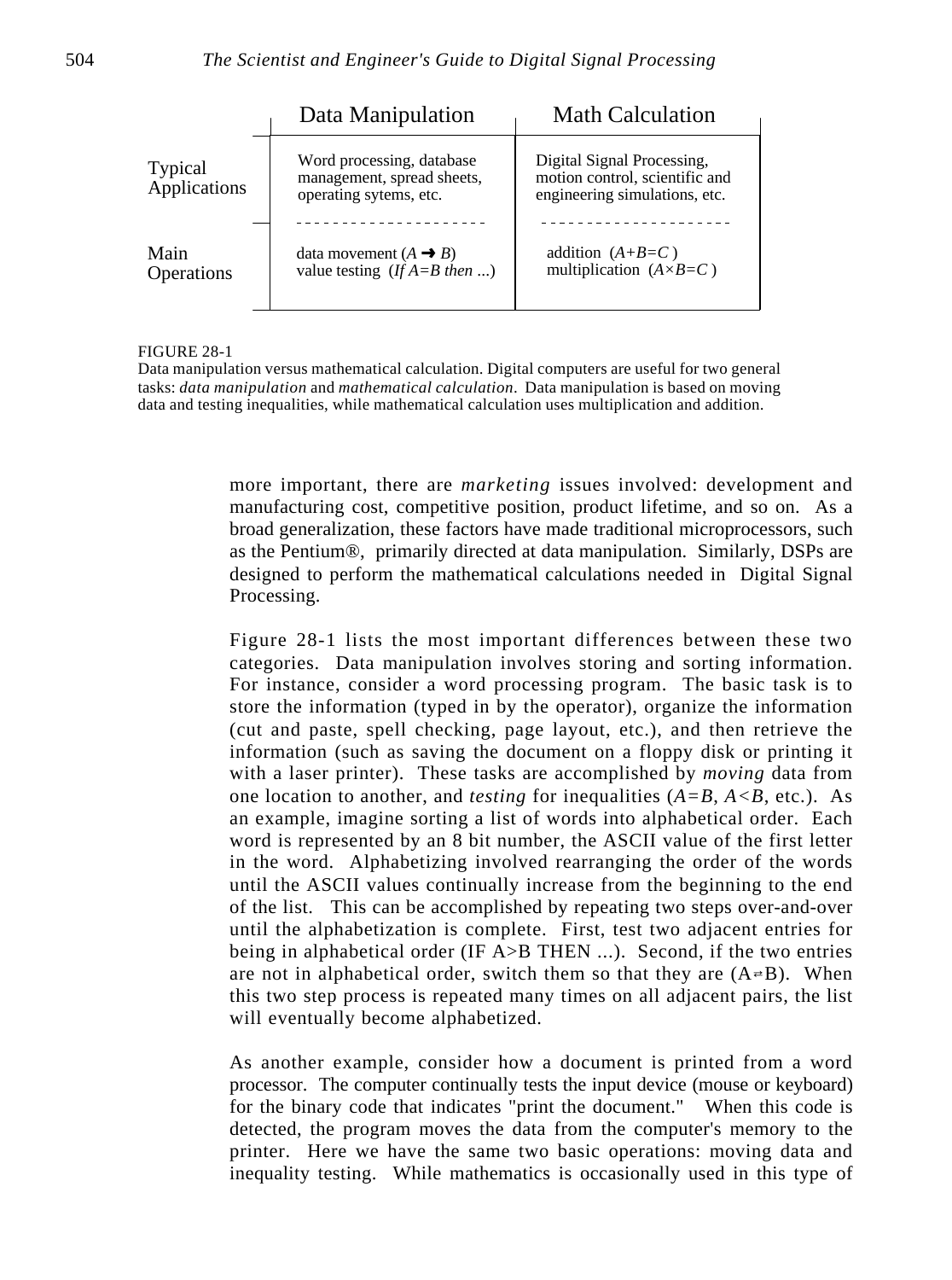| | Data Manipulation | Math Calculation |
| --- | --- | --- |
| Typical Applications | Word processing, database management, spread sheets, operating sytems, etc. | Digital Signal Processing, motion control, scientific and engineering simulations, etc. |
| Main Operations | data movement ($A \rightarrow B$)<br>value testing (*If A=B then* ...) | addition ($A+B=C$)<br>multiplication ($A \times B=C$) |

FIGURE 28-1
Data manipulation versus mathematical calculation. Digital computers are useful for two general tasks: *data manipulation* and *mathematical calculation*. Data manipulation is based on moving data and testing inequalities, while mathematical calculation uses multiplication and addition.

more important, there are *marketing* issues involved: development and manufacturing cost, competitive position, product lifetime, and so on. As a broad generalization, these factors have made traditional microprocessors, such as the Pentium®, primarily directed at data manipulation. Similarly, DSPs are designed to perform the mathematical calculations needed in Digital Signal Processing.

Figure 28-1 lists the most important differences between these two categories. Data manipulation involves storing and sorting information. For instance, consider a word processing program. The basic task is to store the information (typed in by the operator), organize the information (cut and paste, spell checking, page layout, etc.), and then retrieve the information (such as saving the document on a floppy disk or printing it with a laser printer). These tasks are accomplished by *moving* data from one location to another, and *testing* for inequalities ($A=B$, $A<B$, etc.). As an example, imagine sorting a list of words into alphabetical order. Each word is represented by an 8 bit number, the ASCII value of the first letter in the word. Alphabetizing involved rearranging the order of the words until the ASCII values continually increase from the beginning to the end of the list. This can be accomplished by repeating two steps over-and-over until the alphabetization is complete. First, test two adjacent entries for being in alphabetical order (IF A>B THEN ...). Second, if the two entries are not in alphabetical order, switch them so that they are ($A \rightleftarrows B$). When this two step process is repeated many times on all adjacent pairs, the list will eventually become alphabetized.

As another example, consider how a document is printed from a word processor. The computer continually tests the input device (mouse or keyboard) for the binary code that indicates "print the document." When this code is detected, the program moves the data from the computer's memory to the printer. Here we have the same two basic operations: moving data and inequality testing. While mathematics is occasionally used in this type of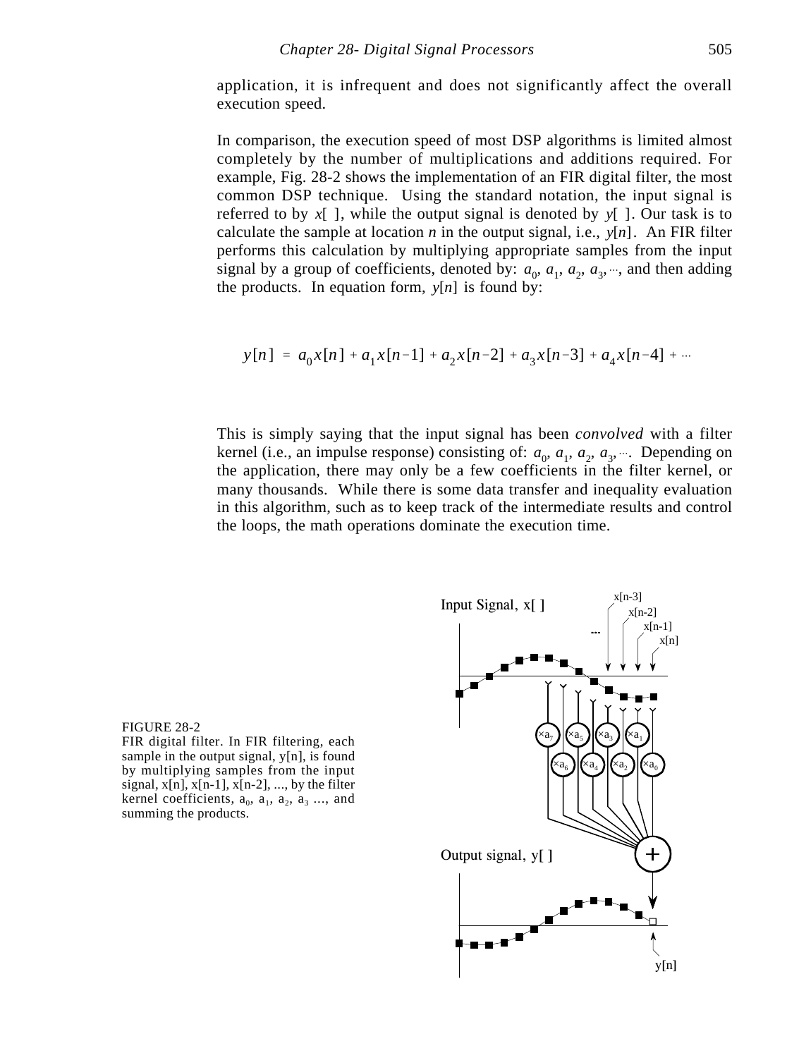application, it is infrequent and does not significantly affect the overall execution speed.

In comparison, the execution speed of most DSP algorithms is limited almost completely by the number of multiplications and additions required. For example, Fig. 28-2 shows the implementation of an FIR digital filter, the most common DSP technique. Using the standard notation, the input signal is referred to by $x[\ ]$, while the output signal is denoted by $y[\ ]$. Our task is to calculate the sample at location $n$ in the output signal, i.e., $y[n]$. An FIR filter performs this calculation by multiplying appropriate samples from the input signal by a group of coefficients, denoted by: $a_0, a_1, a_2, a_3, \cdots$, and then adding the products. In equation form, $y[n]$ is found by:

$$y[n] = a_0 x[n] + a_1 x[n-1] + a_2 x[n-2] + a_3 x[n-3] + a_4 x[n-4] + \cdots$$

This is simply saying that the input signal has been *convolved* with a filter kernel (i.e., an impulse response) consisting of: $a_0, a_1, a_2, a_3, \cdots$. Depending on the application, there may only be a few coefficients in the filter kernel, or many thousands. While there is some data transfer and inequality evaluation in this algorithm, such as to keep track of the intermediate results and control the loops, the math operations dominate the execution time.

FIGURE 28-2
FIR digital filter. In FIR filtering, each sample in the output signal, y[n], is found by multiplying samples from the input signal, x[n], x[n-1], x[n-2], ..., by the filter kernel coefficients, $a_0$, $a_1$, $a_2$, $a_3$ ..., and summing the products.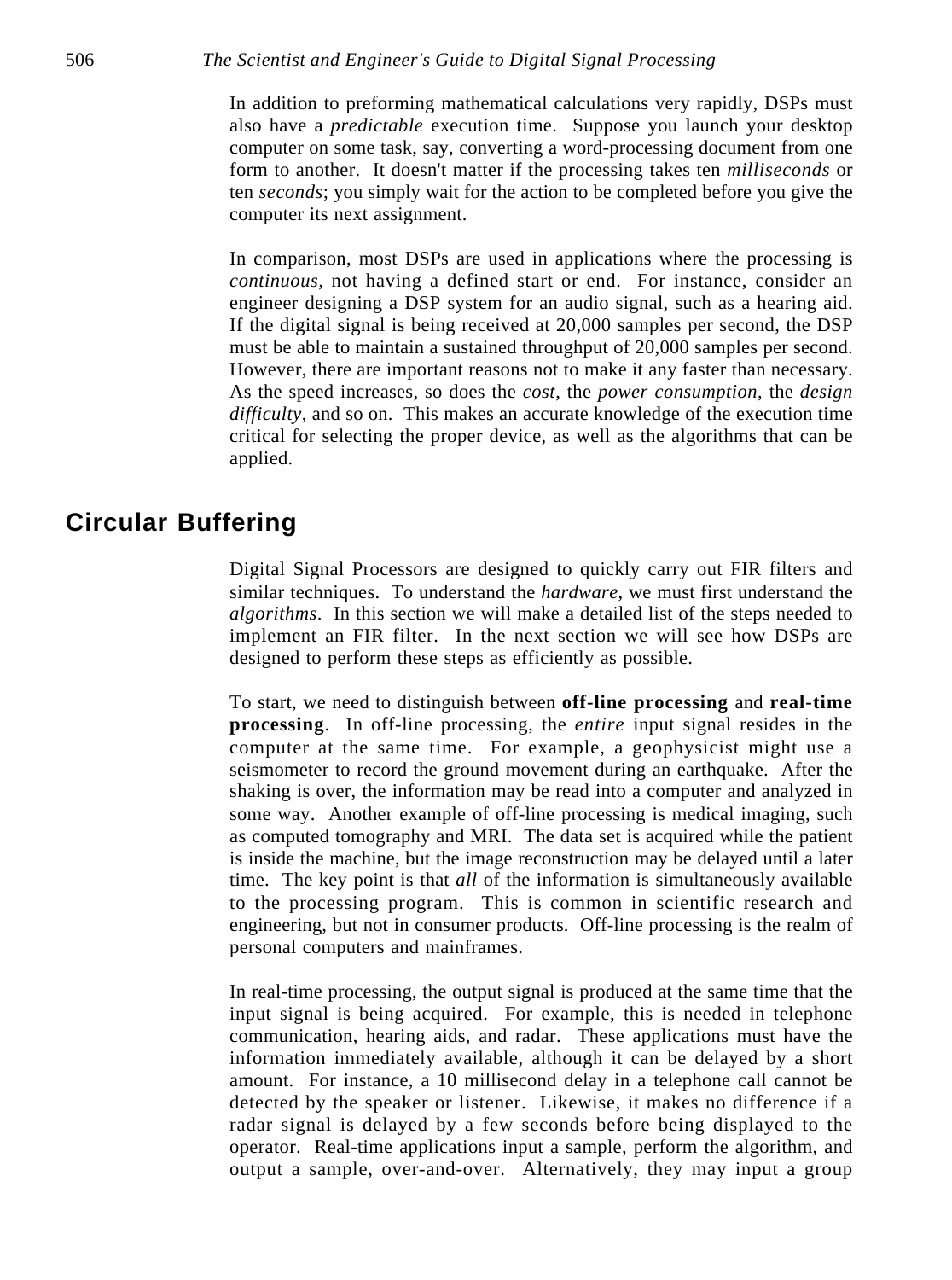In addition to preforming mathematical calculations very rapidly, DSPs must also have a *predictable* execution time. Suppose you launch your desktop computer on some task, say, converting a word-processing document from one form to another. It doesn't matter if the processing takes ten *milliseconds* or ten *seconds*; you simply wait for the action to be completed before you give the computer its next assignment.

In comparison, most DSPs are used in applications where the processing is *continuous*, not having a defined start or end. For instance, consider an engineer designing a DSP system for an audio signal, such as a hearing aid. If the digital signal is being received at 20,000 samples per second, the DSP must be able to maintain a sustained throughput of 20,000 samples per second. However, there are important reasons not to make it any faster than necessary. As the speed increases, so does the *cost*, the *power consumption*, the *design difficulty*, and so on. This makes an accurate knowledge of the execution time critical for selecting the proper device, as well as the algorithms that can be applied.

## Circular Buffering

Digital Signal Processors are designed to quickly carry out FIR filters and similar techniques. To understand the *hardware*, we must first understand the *algorithms*. In this section we will make a detailed list of the steps needed to implement an FIR filter. In the next section we will see how DSPs are designed to perform these steps as efficiently as possible.

To start, we need to distinguish between **off-line processing** and **real-time processing**. In off-line processing, the *entire* input signal resides in the computer at the same time. For example, a geophysicist might use a seismometer to record the ground movement during an earthquake. After the shaking is over, the information may be read into a computer and analyzed in some way. Another example of off-line processing is medical imaging, such as computed tomography and MRI. The data set is acquired while the patient is inside the machine, but the image reconstruction may be delayed until a later time. The key point is that *all* of the information is simultaneously available to the processing program. This is common in scientific research and engineering, but not in consumer products. Off-line processing is the realm of personal computers and mainframes.

In real-time processing, the output signal is produced at the same time that the input signal is being acquired. For example, this is needed in telephone communication, hearing aids, and radar. These applications must have the information immediately available, although it can be delayed by a short amount. For instance, a 10 millisecond delay in a telephone call cannot be detected by the speaker or listener. Likewise, it makes no difference if a radar signal is delayed by a few seconds before being displayed to the operator. Real-time applications input a sample, perform the algorithm, and output a sample, over-and-over. Alternatively, they may input a group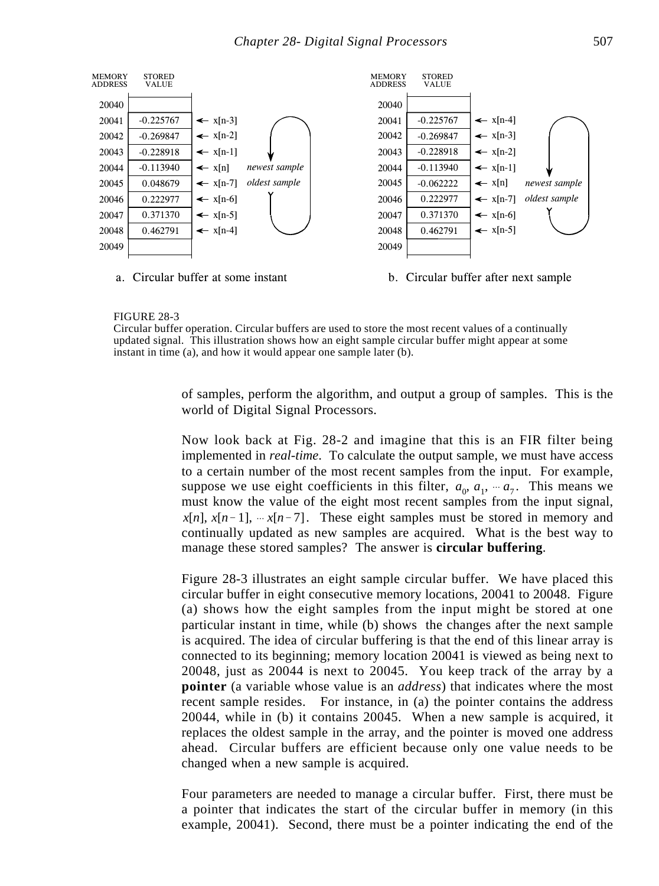| MEMORY ADDRESS | STORED VALUE | |
|---|---|---|
| 20040 | | |
| 20041 | -0.225767 | ← x[n-3] |
| 20042 | -0.269847 | ← x[n-2] |
| 20043 | -0.228918 | ← x[n-1] |
| 20044 | -0.113940 | ← x[n] *newest sample* |
| 20045 | 0.048679 | ← x[n-7] *oldest sample* |
| 20046 | 0.222977 | ← x[n-6] |
| 20047 | 0.371370 | ← x[n-5] |
| 20048 | 0.462791 | ← x[n-4] |
| 20049 | | |

a. Circular buffer at some instant

| MEMORY ADDRESS | STORED VALUE | |
|---|---|---|
| 20040 | | |
| 20041 | -0.225767 | ← x[n-4] |
| 20042 | -0.269847 | ← x[n-3] |
| 20043 | -0.228918 | ← x[n-2] |
| 20044 | -0.113940 | ← x[n-1] |
| 20045 | -0.062222 | ← x[n] *newest sample* |
| 20046 | 0.222977 | ← x[n-7] *oldest sample* |
| 20047 | 0.371370 | ← x[n-6] |
| 20048 | 0.462791 | ← x[n-5] |
| 20049 | | |

b. Circular buffer after next sample

FIGURE 28-3
Circular buffer operation. Circular buffers are used to store the most recent values of a continually updated signal. This illustration shows how an eight sample circular buffer might appear at some instant in time (a), and how it would appear one sample later (b).

of samples, perform the algorithm, and output a group of samples. This is the world of Digital Signal Processors.

Now look back at Fig. 28-2 and imagine that this is an FIR filter being implemented in *real-time*. To calculate the output sample, we must have access to a certain number of the most recent samples from the input. For example, suppose we use eight coefficients in this filter, $a_0, a_1, \cdots a_7$. This means we must know the value of the eight most recent samples from the input signal, $x[n], x[n-1], \cdots x[n-7]$. These eight samples must be stored in memory and continually updated as new samples are acquired. What is the best way to manage these stored samples? The answer is **circular buffering**.

Figure 28-3 illustrates an eight sample circular buffer. We have placed this circular buffer in eight consecutive memory locations, 20041 to 20048. Figure (a) shows how the eight samples from the input might be stored at one particular instant in time, while (b) shows the changes after the next sample is acquired. The idea of circular buffering is that the end of this linear array is connected to its beginning; memory location 20041 is viewed as being next to 20048, just as 20044 is next to 20045. You keep track of the array by a **pointer** (a variable whose value is an *address*) that indicates where the most recent sample resides. For instance, in (a) the pointer contains the address 20044, while in (b) it contains 20045. When a new sample is acquired, it replaces the oldest sample in the array, and the pointer is moved one address ahead. Circular buffers are efficient because only one value needs to be changed when a new sample is acquired.

Four parameters are needed to manage a circular buffer. First, there must be a pointer that indicates the start of the circular buffer in memory (in this example, 20041). Second, there must be a pointer indicating the end of the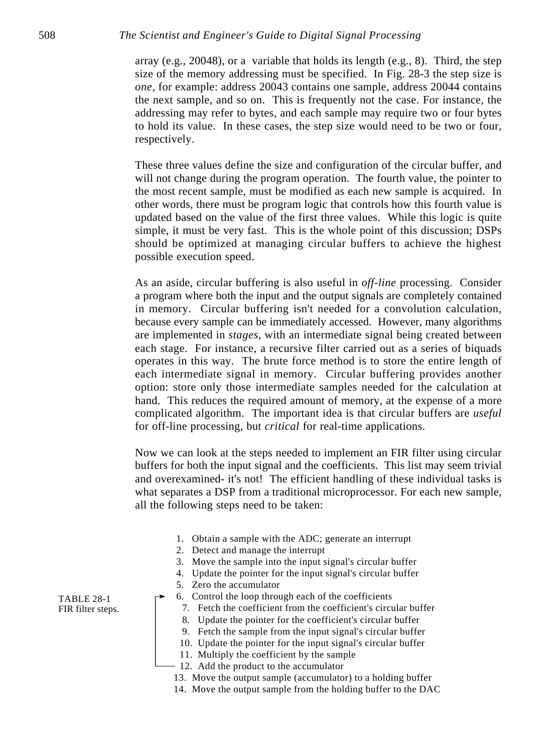array (e.g., 20048), or a variable that holds its length (e.g., 8). Third, the step size of the memory addressing must be specified. In Fig. 28-3 the step size is *one*, for example: address 20043 contains one sample, address 20044 contains the next sample, and so on. This is frequently not the case. For instance, the addressing may refer to bytes, and each sample may require two or four bytes to hold its value. In these cases, the step size would need to be two or four, respectively.

These three values define the size and configuration of the circular buffer, and will not change during the program operation. The fourth value, the pointer to the most recent sample, must be modified as each new sample is acquired. In other words, there must be program logic that controls how this fourth value is updated based on the value of the first three values. While this logic is quite simple, it must be very fast. This is the whole point of this discussion; DSPs should be optimized at managing circular buffers to achieve the highest possible execution speed.

As an aside, circular buffering is also useful in *off-line* processing. Consider a program where both the input and the output signals are completely contained in memory. Circular buffering isn't needed for a convolution calculation, because every sample can be immediately accessed. However, many algorithms are implemented in *stages*, with an intermediate signal being created between each stage. For instance, a recursive filter carried out as a series of biquads operates in this way. The brute force method is to store the entire length of each intermediate signal in memory. Circular buffering provides another option: store only those intermediate samples needed for the calculation at hand. This reduces the required amount of memory, at the expense of a more complicated algorithm. The important idea is that circular buffers are *useful* for off-line processing, but *critical* for real-time applications.

Now we can look at the steps needed to implement an FIR filter using circular buffers for both the input signal and the coefficients. This list may seem trivial and overexamined- it's not! The efficient handling of these individual tasks is what separates a DSP from a traditional microprocessor. For each new sample, all the following steps need to be taken:

1. Obtain a sample with the ADC; generate an interrupt
2. Detect and manage the interrupt
3. Move the sample into the input signal's circular buffer
4. Update the pointer for the input signal's circular buffer
5. Zero the accumulator
6. Control the loop through each of the coefficients
7. Fetch the coefficient from the coefficient's circular buffer
8. Update the pointer for the coefficient's circular buffer
9. Fetch the sample from the input signal's circular buffer
10. Update the pointer for the input signal's circular buffer
11. Multiply the coefficient by the sample
12. Add the product to the accumulator
13. Move the output sample (accumulator) to a holding buffer
14. Move the output sample from the holding buffer to the DAC

TABLE 28-1
FIR filter steps.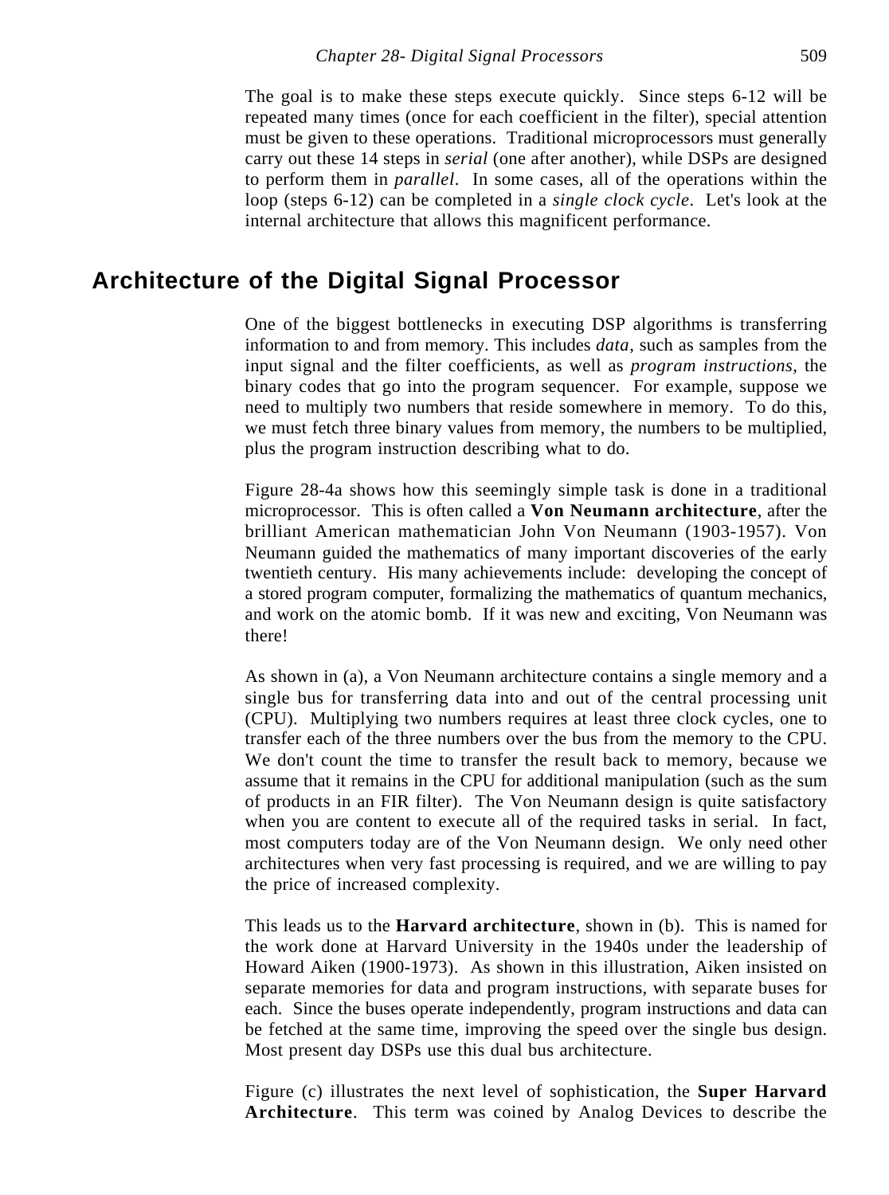The goal is to make these steps execute quickly. Since steps 6-12 will be repeated many times (once for each coefficient in the filter), special attention must be given to these operations. Traditional microprocessors must generally carry out these 14 steps in *serial* (one after another), while DSPs are designed to perform them in *parallel*. In some cases, all of the operations within the loop (steps 6-12) can be completed in a *single clock cycle*. Let's look at the internal architecture that allows this magnificent performance.

## Architecture of the Digital Signal Processor

One of the biggest bottlenecks in executing DSP algorithms is transferring information to and from memory. This includes *data*, such as samples from the input signal and the filter coefficients, as well as *program instructions*, the binary codes that go into the program sequencer. For example, suppose we need to multiply two numbers that reside somewhere in memory. To do this, we must fetch three binary values from memory, the numbers to be multiplied, plus the program instruction describing what to do.

Figure 28-4a shows how this seemingly simple task is done in a traditional microprocessor. This is often called a **Von Neumann architecture**, after the brilliant American mathematician John Von Neumann (1903-1957). Von Neumann guided the mathematics of many important discoveries of the early twentieth century. His many achievements include: developing the concept of a stored program computer, formalizing the mathematics of quantum mechanics, and work on the atomic bomb. If it was new and exciting, Von Neumann was there!

As shown in (a), a Von Neumann architecture contains a single memory and a single bus for transferring data into and out of the central processing unit (CPU). Multiplying two numbers requires at least three clock cycles, one to transfer each of the three numbers over the bus from the memory to the CPU. We don't count the time to transfer the result back to memory, because we assume that it remains in the CPU for additional manipulation (such as the sum of products in an FIR filter). The Von Neumann design is quite satisfactory when you are content to execute all of the required tasks in serial. In fact, most computers today are of the Von Neumann design. We only need other architectures when very fast processing is required, and we are willing to pay the price of increased complexity.

This leads us to the **Harvard architecture**, shown in (b). This is named for the work done at Harvard University in the 1940s under the leadership of Howard Aiken (1900-1973). As shown in this illustration, Aiken insisted on separate memories for data and program instructions, with separate buses for each. Since the buses operate independently, program instructions and data can be fetched at the same time, improving the speed over the single bus design. Most present day DSPs use this dual bus architecture.

Figure (c) illustrates the next level of sophistication, the **Super Harvard Architecture**. This term was coined by Analog Devices to describe the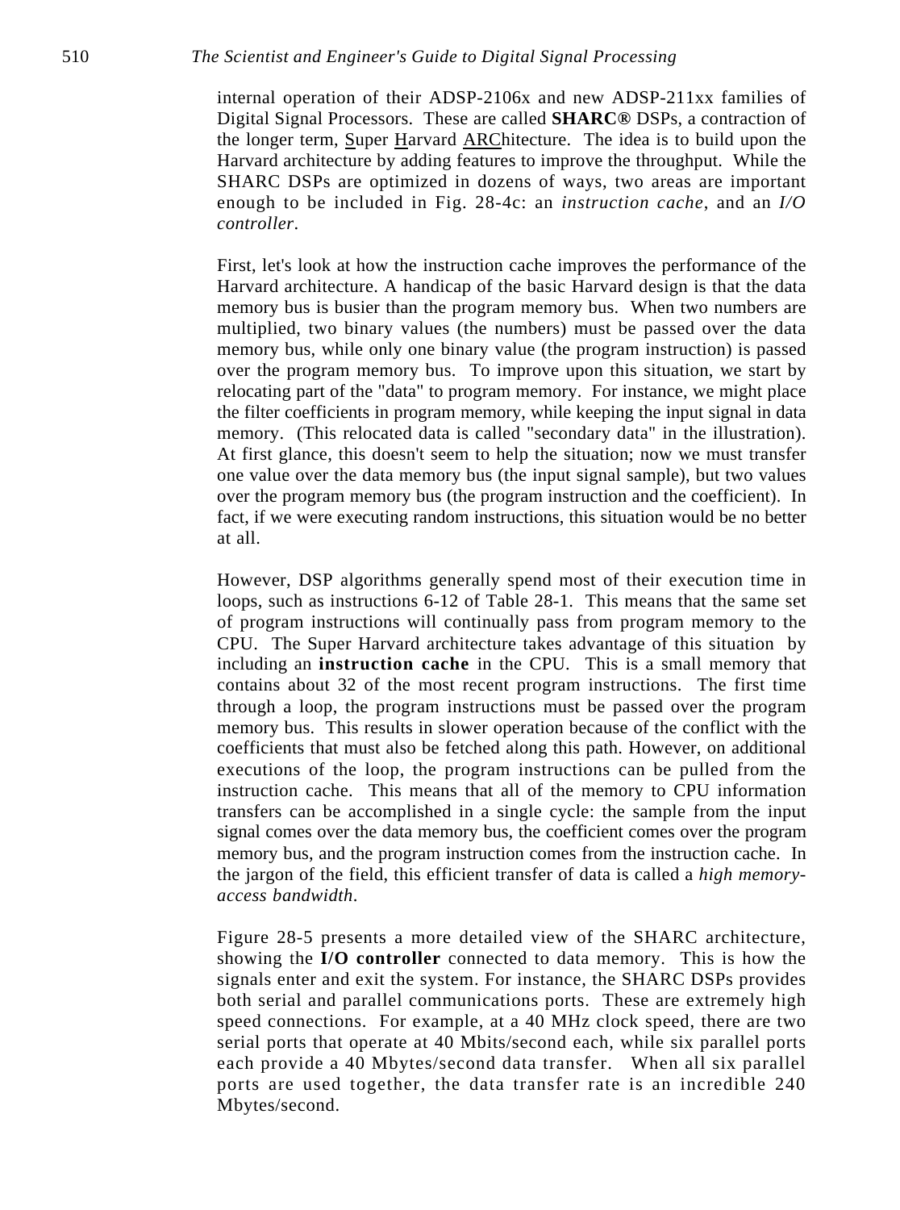internal operation of their ADSP-2106x and new ADSP-211xx families of Digital Signal Processors. These are called **SHARC®** DSPs, a contraction of the longer term, <u>S</u>uper <u>H</u>arvard <u>ARC</u>hitecture. The idea is to build upon the Harvard architecture by adding features to improve the throughput. While the SHARC DSPs are optimized in dozens of ways, two areas are important enough to be included in Fig. 28-4c: an *instruction cache*, and an *I/O controller*.

First, let's look at how the instruction cache improves the performance of the Harvard architecture. A handicap of the basic Harvard design is that the data memory bus is busier than the program memory bus. When two numbers are multiplied, two binary values (the numbers) must be passed over the data memory bus, while only one binary value (the program instruction) is passed over the program memory bus. To improve upon this situation, we start by relocating part of the "data" to program memory. For instance, we might place the filter coefficients in program memory, while keeping the input signal in data memory. (This relocated data is called "secondary data" in the illustration). At first glance, this doesn't seem to help the situation; now we must transfer one value over the data memory bus (the input signal sample), but two values over the program memory bus (the program instruction and the coefficient). In fact, if we were executing random instructions, this situation would be no better at all.

However, DSP algorithms generally spend most of their execution time in loops, such as instructions 6-12 of Table 28-1. This means that the same set of program instructions will continually pass from program memory to the CPU. The Super Harvard architecture takes advantage of this situation by including an **instruction cache** in the CPU. This is a small memory that contains about 32 of the most recent program instructions. The first time through a loop, the program instructions must be passed over the program memory bus. This results in slower operation because of the conflict with the coefficients that must also be fetched along this path. However, on additional executions of the loop, the program instructions can be pulled from the instruction cache. This means that all of the memory to CPU information transfers can be accomplished in a single cycle: the sample from the input signal comes over the data memory bus, the coefficient comes over the program memory bus, and the program instruction comes from the instruction cache. In the jargon of the field, this efficient transfer of data is called a *high memory-access bandwidth*.

Figure 28-5 presents a more detailed view of the SHARC architecture, showing the **I/O controller** connected to data memory. This is how the signals enter and exit the system. For instance, the SHARC DSPs provides both serial and parallel communications ports. These are extremely high speed connections. For example, at a 40 MHz clock speed, there are two serial ports that operate at 40 Mbits/second each, while six parallel ports each provide a 40 Mbytes/second data transfer. When all six parallel ports are used together, the data transfer rate is an incredible 240 Mbytes/second.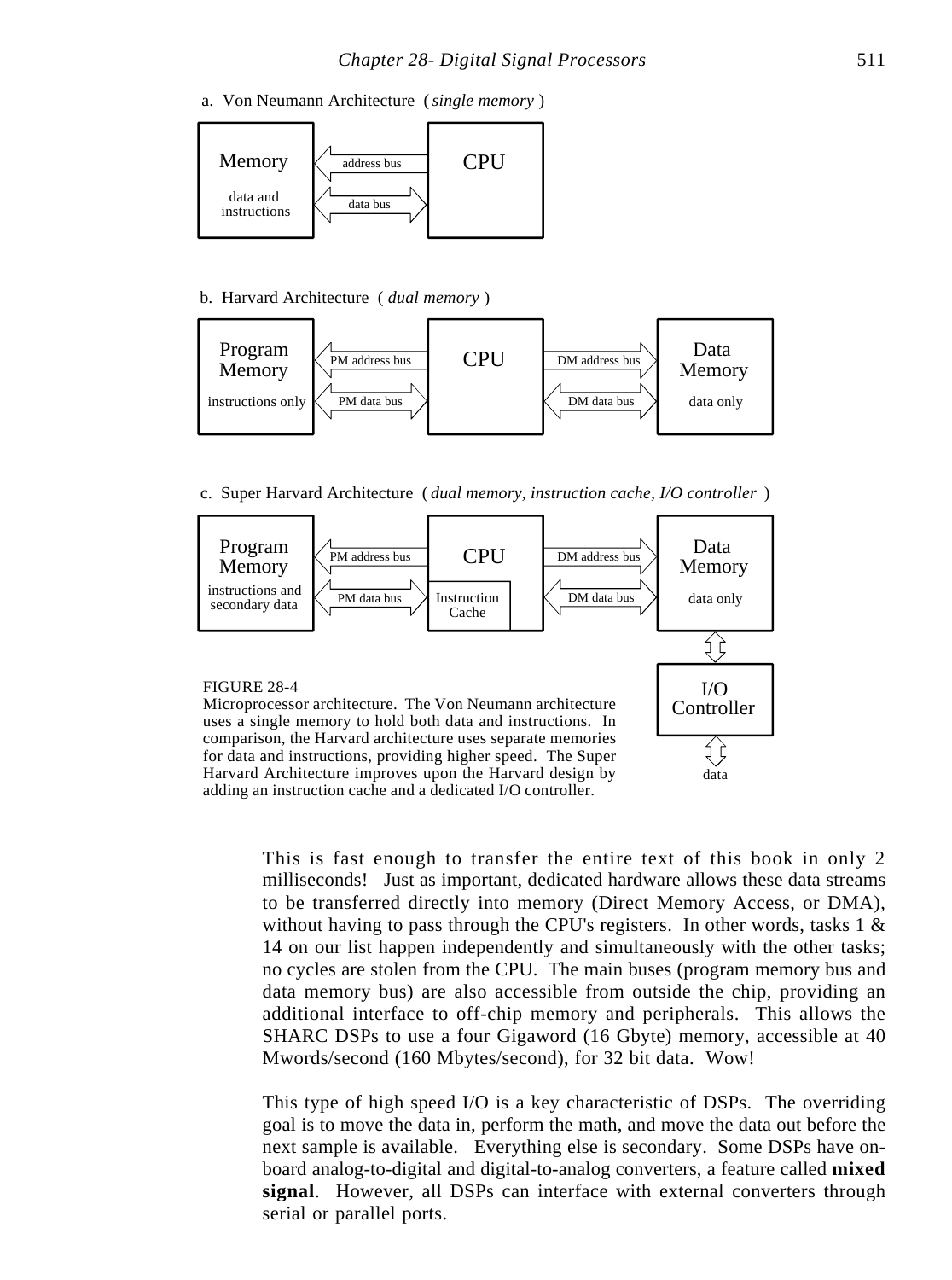a. Von Neumann Architecture ( *single memory* )

b. Harvard Architecture ( *dual memory* )

c. Super Harvard Architecture ( *dual memory, instruction cache, I/O controller* )

FIGURE 28-4
Microprocessor architecture. The Von Neumann architecture uses a single memory to hold both data and instructions. In comparison, the Harvard architecture uses separate memories for data and instructions, providing higher speed. The Super Harvard Architecture improves upon the Harvard design by adding an instruction cache and a dedicated I/O controller.

This is fast enough to transfer the entire text of this book in only 2 milliseconds! Just as important, dedicated hardware allows these data streams to be transferred directly into memory (Direct Memory Access, or DMA), without having to pass through the CPU's registers. In other words, tasks 1 & 14 on our list happen independently and simultaneously with the other tasks; no cycles are stolen from the CPU. The main buses (program memory bus and data memory bus) are also accessible from outside the chip, providing an additional interface to off-chip memory and peripherals. This allows the SHARC DSPs to use a four Gigaword (16 Gbyte) memory, accessible at 40 Mwords/second (160 Mbytes/second), for 32 bit data. Wow!

This type of high speed I/O is a key characteristic of DSPs. The overriding goal is to move the data in, perform the math, and move the data out before the next sample is available. Everything else is secondary. Some DSPs have on-board analog-to-digital and digital-to-analog converters, a feature called **mixed signal**. However, all DSPs can interface with external converters through serial or parallel ports.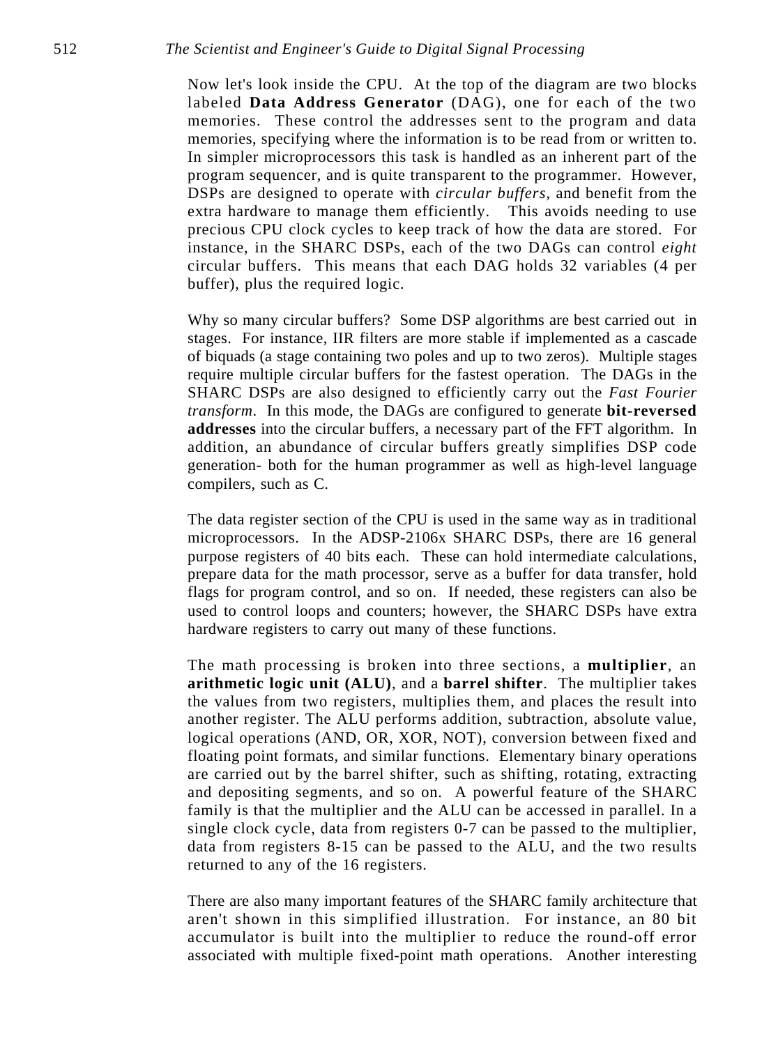Now let's look inside the CPU. At the top of the diagram are two blocks labeled **Data Address Generator** (DAG), one for each of the two memories. These control the addresses sent to the program and data memories, specifying where the information is to be read from or written to. In simpler microprocessors this task is handled as an inherent part of the program sequencer, and is quite transparent to the programmer. However, DSPs are designed to operate with *circular buffers*, and benefit from the extra hardware to manage them efficiently. This avoids needing to use precious CPU clock cycles to keep track of how the data are stored. For instance, in the SHARC DSPs, each of the two DAGs can control *eight* circular buffers. This means that each DAG holds 32 variables (4 per buffer), plus the required logic.

Why so many circular buffers? Some DSP algorithms are best carried out in stages. For instance, IIR filters are more stable if implemented as a cascade of biquads (a stage containing two poles and up to two zeros). Multiple stages require multiple circular buffers for the fastest operation. The DAGs in the SHARC DSPs are also designed to efficiently carry out the *Fast Fourier transform*. In this mode, the DAGs are configured to generate **bit-reversed addresses** into the circular buffers, a necessary part of the FFT algorithm. In addition, an abundance of circular buffers greatly simplifies DSP code generation- both for the human programmer as well as high-level language compilers, such as C.

The data register section of the CPU is used in the same way as in traditional microprocessors. In the ADSP-2106x SHARC DSPs, there are 16 general purpose registers of 40 bits each. These can hold intermediate calculations, prepare data for the math processor, serve as a buffer for data transfer, hold flags for program control, and so on. If needed, these registers can also be used to control loops and counters; however, the SHARC DSPs have extra hardware registers to carry out many of these functions.

The math processing is broken into three sections, a **multiplier**, an **arithmetic logic unit (ALU)**, and a **barrel shifter**. The multiplier takes the values from two registers, multiplies them, and places the result into another register. The ALU performs addition, subtraction, absolute value, logical operations (AND, OR, XOR, NOT), conversion between fixed and floating point formats, and similar functions. Elementary binary operations are carried out by the barrel shifter, such as shifting, rotating, extracting and depositing segments, and so on. A powerful feature of the SHARC family is that the multiplier and the ALU can be accessed in parallel. In a single clock cycle, data from registers 0-7 can be passed to the multiplier, data from registers 8-15 can be passed to the ALU, and the two results returned to any of the 16 registers.

There are also many important features of the SHARC family architecture that aren't shown in this simplified illustration. For instance, an 80 bit accumulator is built into the multiplier to reduce the round-off error associated with multiple fixed-point math operations. Another interesting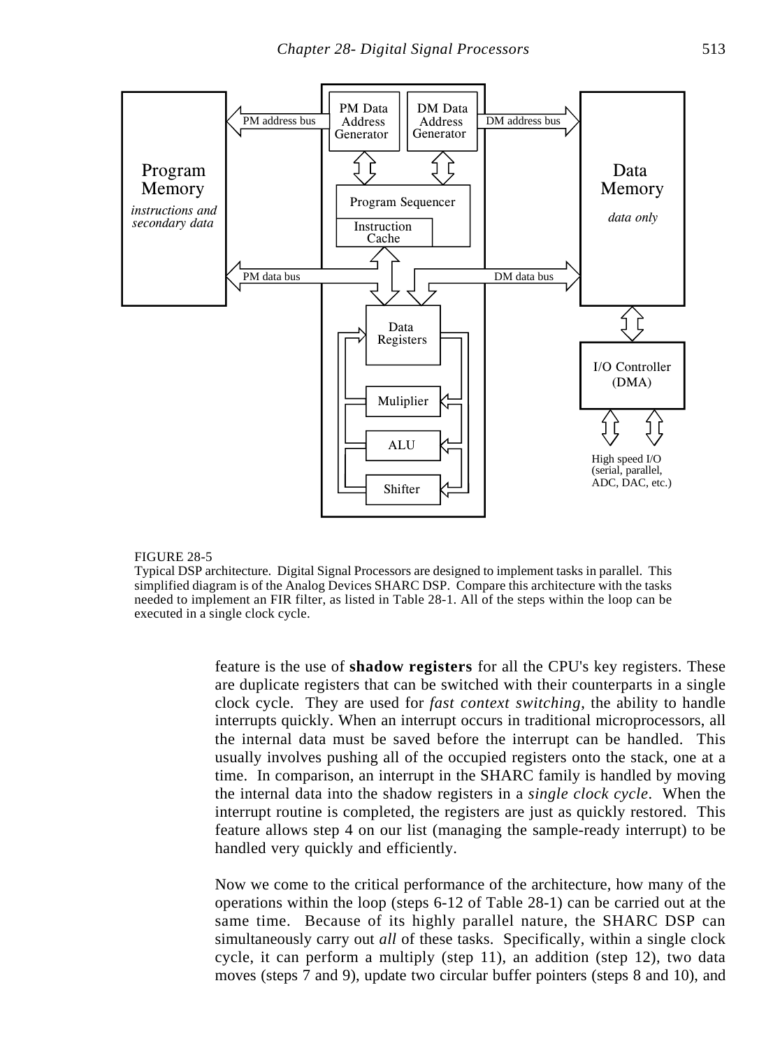FIGURE 28-5
Typical DSP architecture. Digital Signal Processors are designed to implement tasks in parallel. This simplified diagram is of the Analog Devices SHARC DSP. Compare this architecture with the tasks needed to implement an FIR filter, as listed in Table 28-1. All of the steps within the loop can be executed in a single clock cycle.

feature is the use of **shadow registers** for all the CPU's key registers. These are duplicate registers that can be switched with their counterparts in a single clock cycle. They are used for *fast context switching*, the ability to handle interrupts quickly. When an interrupt occurs in traditional microprocessors, all the internal data must be saved before the interrupt can be handled. This usually involves pushing all of the occupied registers onto the stack, one at a time. In comparison, an interrupt in the SHARC family is handled by moving the internal data into the shadow registers in a *single clock cycle*. When the interrupt routine is completed, the registers are just as quickly restored. This feature allows step 4 on our list (managing the sample-ready interrupt) to be handled very quickly and efficiently.

Now we come to the critical performance of the architecture, how many of the operations within the loop (steps 6-12 of Table 28-1) can be carried out at the same time. Because of its highly parallel nature, the SHARC DSP can simultaneously carry out *all* of these tasks. Specifically, within a single clock cycle, it can perform a multiply (step 11), an addition (step 12), two data moves (steps 7 and 9), update two circular buffer pointers (steps 8 and 10), and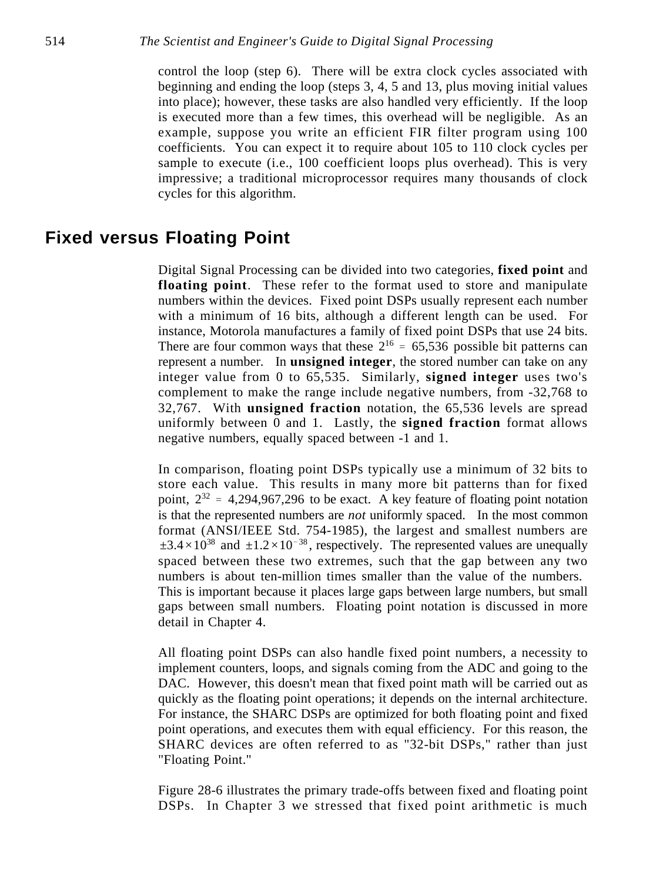control the loop (step 6). There will be extra clock cycles associated with beginning and ending the loop (steps 3, 4, 5 and 13, plus moving initial values into place); however, these tasks are also handled very efficiently. If the loop is executed more than a few times, this overhead will be negligible. As an example, suppose you write an efficient FIR filter program using 100 coefficients. You can expect it to require about 105 to 110 clock cycles per sample to execute (i.e., 100 coefficient loops plus overhead). This is very impressive; a traditional microprocessor requires many thousands of clock cycles for this algorithm.

## Fixed versus Floating Point

Digital Signal Processing can be divided into two categories, **fixed point** and **floating point**. These refer to the format used to store and manipulate numbers within the devices. Fixed point DSPs usually represent each number with a minimum of 16 bits, although a different length can be used. For instance, Motorola manufactures a family of fixed point DSPs that use 24 bits. There are four common ways that these $2^{16} = 65{,}536$ possible bit patterns can represent a number. In **unsigned integer**, the stored number can take on any integer value from 0 to 65,535. Similarly, **signed integer** uses two's complement to make the range include negative numbers, from -32,768 to 32,767. With **unsigned fraction** notation, the 65,536 levels are spread uniformly between 0 and 1. Lastly, the **signed fraction** format allows negative numbers, equally spaced between -1 and 1.

In comparison, floating point DSPs typically use a minimum of 32 bits to store each value. This results in many more bit patterns than for fixed point, $2^{32} = 4{,}294{,}967{,}296$ to be exact. A key feature of floating point notation is that the represented numbers are *not* uniformly spaced. In the most common format (ANSI/IEEE Std. 754-1985), the largest and smallest numbers are $\pm 3.4 \times 10^{38}$ and $\pm 1.2 \times 10^{-38}$, respectively. The represented values are unequally spaced between these two extremes, such that the gap between any two numbers is about ten-million times smaller than the value of the numbers. This is important because it places large gaps between large numbers, but small gaps between small numbers. Floating point notation is discussed in more detail in Chapter 4.

All floating point DSPs can also handle fixed point numbers, a necessity to implement counters, loops, and signals coming from the ADC and going to the DAC. However, this doesn't mean that fixed point math will be carried out as quickly as the floating point operations; it depends on the internal architecture. For instance, the SHARC DSPs are optimized for both floating point and fixed point operations, and executes them with equal efficiency. For this reason, the SHARC devices are often referred to as "32-bit DSPs," rather than just "Floating Point."

Figure 28-6 illustrates the primary trade-offs between fixed and floating point DSPs. In Chapter 3 we stressed that fixed point arithmetic is much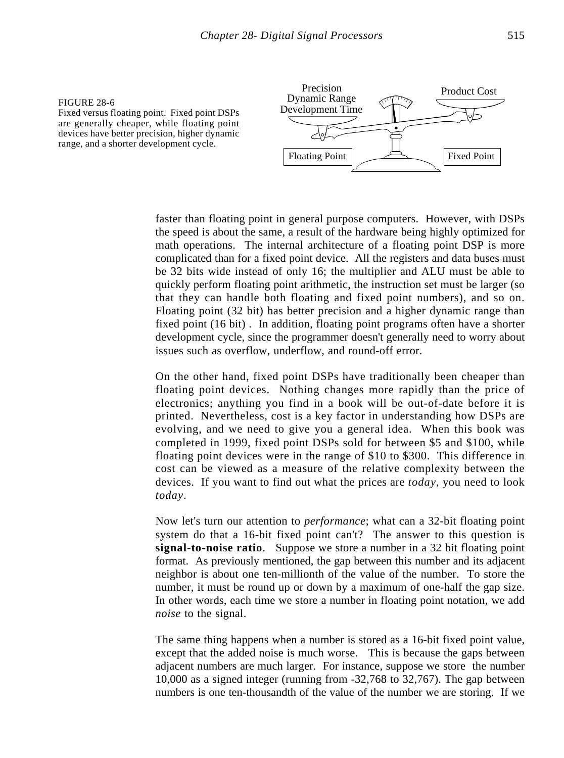FIGURE 28-6
Fixed versus floating point. Fixed point DSPs are generally cheaper, while floating point devices have better precision, higher dynamic range, and a shorter development cycle.

faster than floating point in general purpose computers. However, with DSPs the speed is about the same, a result of the hardware being highly optimized for math operations. The internal architecture of a floating point DSP is more complicated than for a fixed point device. All the registers and data buses must be 32 bits wide instead of only 16; the multiplier and ALU must be able to quickly perform floating point arithmetic, the instruction set must be larger (so that they can handle both floating and fixed point numbers), and so on. Floating point (32 bit) has better precision and a higher dynamic range than fixed point (16 bit) . In addition, floating point programs often have a shorter development cycle, since the programmer doesn't generally need to worry about issues such as overflow, underflow, and round-off error.

On the other hand, fixed point DSPs have traditionally been cheaper than floating point devices. Nothing changes more rapidly than the price of electronics; anything you find in a book will be out-of-date before it is printed. Nevertheless, cost is a key factor in understanding how DSPs are evolving, and we need to give you a general idea. When this book was completed in 1999, fixed point DSPs sold for between $5 and $100, while floating point devices were in the range of $10 to $300. This difference in cost can be viewed as a measure of the relative complexity between the devices. If you want to find out what the prices are *today*, you need to look *today*.

Now let's turn our attention to *performance*; what can a 32-bit floating point system do that a 16-bit fixed point can't? The answer to this question is **signal-to-noise ratio**. Suppose we store a number in a 32 bit floating point format. As previously mentioned, the gap between this number and its adjacent neighbor is about one ten-millionth of the value of the number. To store the number, it must be round up or down by a maximum of one-half the gap size. In other words, each time we store a number in floating point notation, we add *noise* to the signal.

The same thing happens when a number is stored as a 16-bit fixed point value, except that the added noise is much worse. This is because the gaps between adjacent numbers are much larger. For instance, suppose we store the number 10,000 as a signed integer (running from -32,768 to 32,767). The gap between numbers is one ten-thousandth of the value of the number we are storing. If we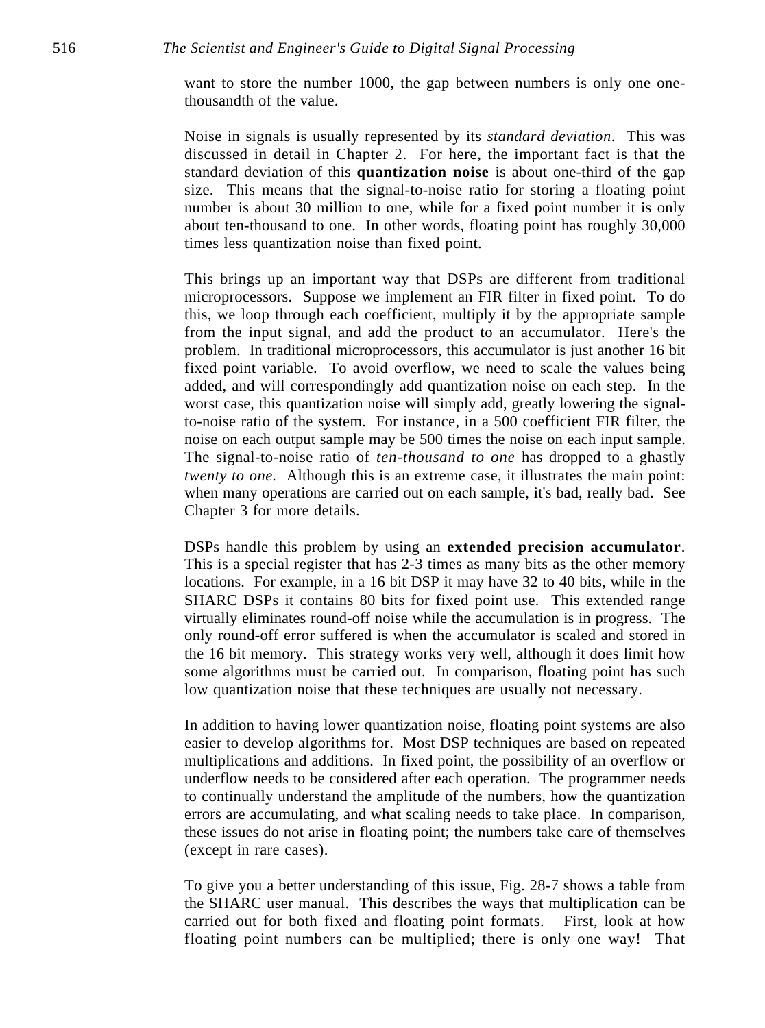want to store the number 1000, the gap between numbers is only one one-thousandth of the value.

Noise in signals is usually represented by its *standard deviation*. This was discussed in detail in Chapter 2. For here, the important fact is that the standard deviation of this **quantization noise** is about one-third of the gap size. This means that the signal-to-noise ratio for storing a floating point number is about 30 million to one, while for a fixed point number it is only about ten-thousand to one. In other words, floating point has roughly 30,000 times less quantization noise than fixed point.

This brings up an important way that DSPs are different from traditional microprocessors. Suppose we implement an FIR filter in fixed point. To do this, we loop through each coefficient, multiply it by the appropriate sample from the input signal, and add the product to an accumulator. Here's the problem. In traditional microprocessors, this accumulator is just another 16 bit fixed point variable. To avoid overflow, we need to scale the values being added, and will correspondingly add quantization noise on each step. In the worst case, this quantization noise will simply add, greatly lowering the signal-to-noise ratio of the system. For instance, in a 500 coefficient FIR filter, the noise on each output sample may be 500 times the noise on each input sample. The signal-to-noise ratio of *ten-thousand to one* has dropped to a ghastly *twenty to one.* Although this is an extreme case, it illustrates the main point: when many operations are carried out on each sample, it's bad, really bad. See Chapter 3 for more details.

DSPs handle this problem by using an **extended precision accumulator**. This is a special register that has 2-3 times as many bits as the other memory locations. For example, in a 16 bit DSP it may have 32 to 40 bits, while in the SHARC DSPs it contains 80 bits for fixed point use. This extended range virtually eliminates round-off noise while the accumulation is in progress. The only round-off error suffered is when the accumulator is scaled and stored in the 16 bit memory. This strategy works very well, although it does limit how some algorithms must be carried out. In comparison, floating point has such low quantization noise that these techniques are usually not necessary.

In addition to having lower quantization noise, floating point systems are also easier to develop algorithms for. Most DSP techniques are based on repeated multiplications and additions. In fixed point, the possibility of an overflow or underflow needs to be considered after each operation. The programmer needs to continually understand the amplitude of the numbers, how the quantization errors are accumulating, and what scaling needs to take place. In comparison, these issues do not arise in floating point; the numbers take care of themselves (except in rare cases).

To give you a better understanding of this issue, Fig. 28-7 shows a table from the SHARC user manual. This describes the ways that multiplication can be carried out for both fixed and floating point formats. First, look at how floating point numbers can be multiplied; there is only one way! That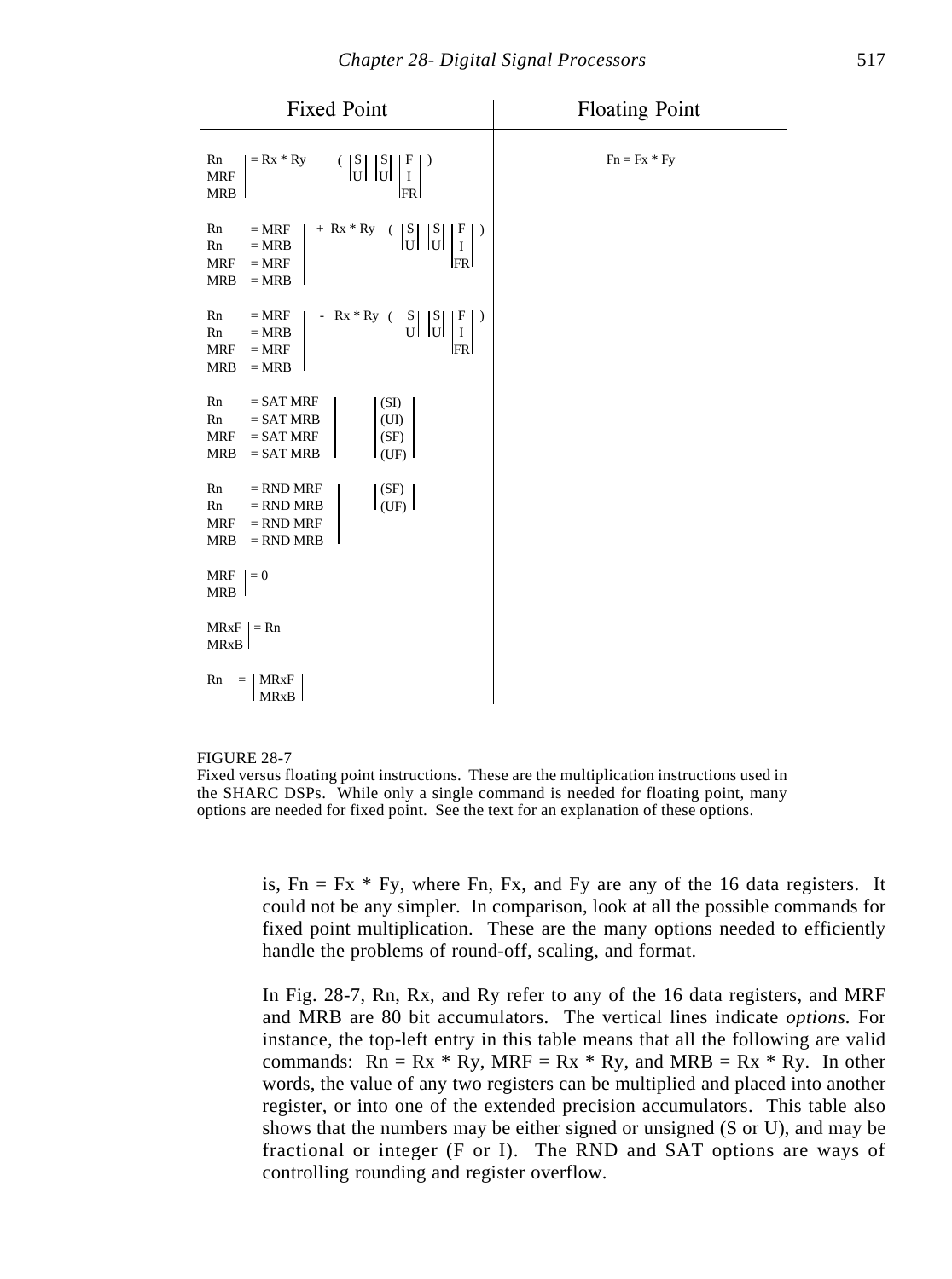| Fixed Point | Floating Point |
|---|---|
| Rn / MRF / MRB = Rx * Ry ( S/U  S/U  F/I/FR ) | Fn = Fx * Fy |
| Rn = MRF / Rn = MRB / MRF = MRF / MRB = MRB  + Rx * Ry ( S/U  S/U  F/I/FR ) | |
| Rn = MRF / Rn = MRB / MRF = MRF / MRB = MRB  - Rx * Ry ( S/U  S/U  F/I/FR ) | |
| Rn = SAT MRF / Rn = SAT MRB / MRF = SAT MRF / MRB = SAT MRB  (SI) / (UI) / (SF) / (UF) | |
| Rn = RND MRF / Rn = RND MRB / MRF = RND MRF / MRB = RND MRB  (SF) / (UF) | |
| MRF / MRB = 0 | |
| MRxF / MRxB = Rn | |
| Rn = MRxF / MRxB | |

FIGURE 28-7
Fixed versus floating point instructions. These are the multiplication instructions used in the SHARC DSPs. While only a single command is needed for floating point, many options are needed for fixed point. See the text for an explanation of these options.

is, Fn = Fx * Fy, where Fn, Fx, and Fy are any of the 16 data registers. It could not be any simpler. In comparison, look at all the possible commands for fixed point multiplication. These are the many options needed to efficiently handle the problems of round-off, scaling, and format.

In Fig. 28-7, Rn, Rx, and Ry refer to any of the 16 data registers, and MRF and MRB are 80 bit accumulators. The vertical lines indicate *options.* For instance, the top-left entry in this table means that all the following are valid commands: Rn = Rx * Ry, MRF = Rx * Ry, and MRB = Rx * Ry. In other words, the value of any two registers can be multiplied and placed into another register, or into one of the extended precision accumulators. This table also shows that the numbers may be either signed or unsigned (S or U), and may be fractional or integer (F or I). The RND and SAT options are ways of controlling rounding and register overflow.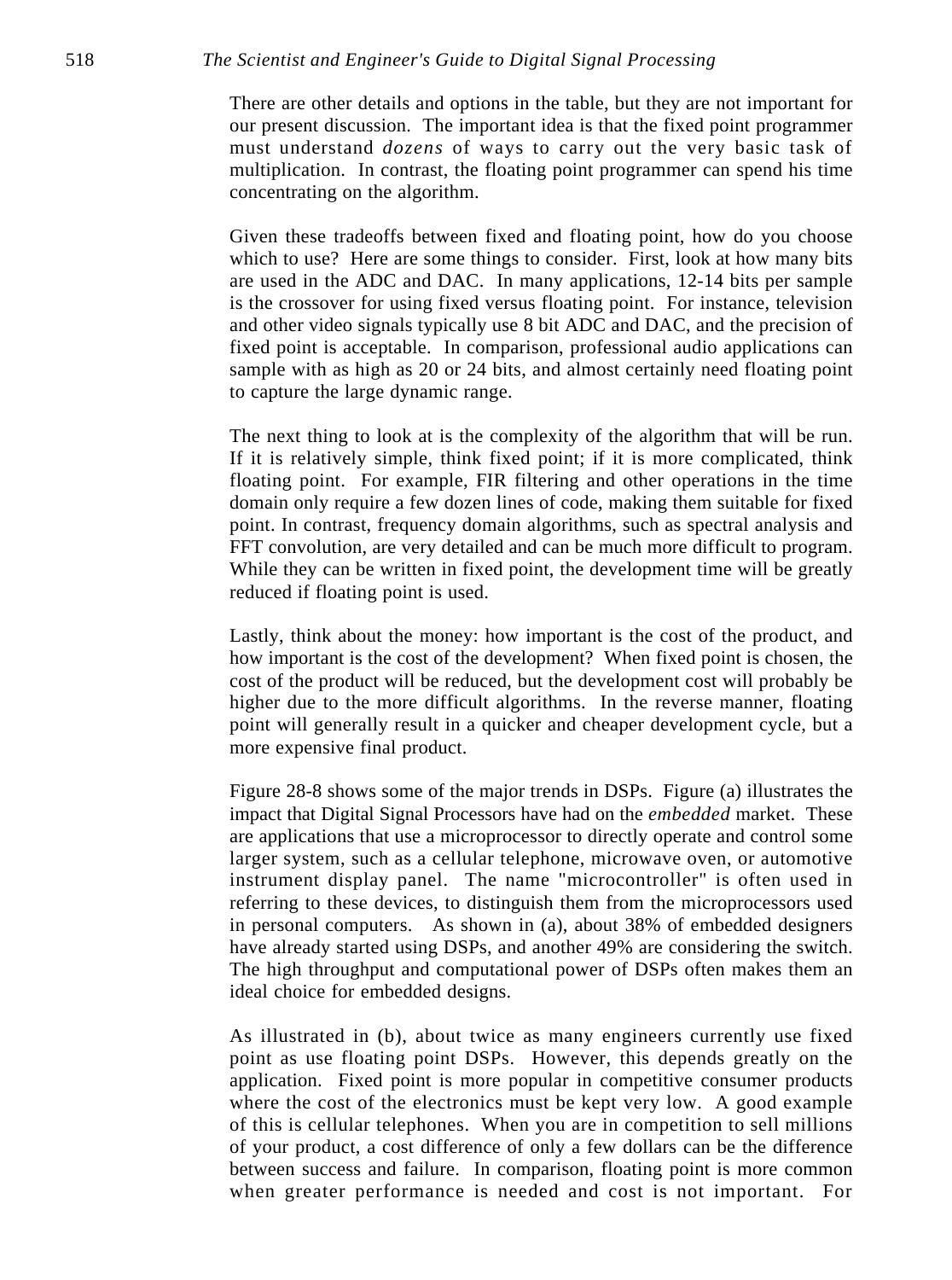There are other details and options in the table, but they are not important for our present discussion. The important idea is that the fixed point programmer must understand *dozens* of ways to carry out the very basic task of multiplication. In contrast, the floating point programmer can spend his time concentrating on the algorithm.

Given these tradeoffs between fixed and floating point, how do you choose which to use? Here are some things to consider. First, look at how many bits are used in the ADC and DAC. In many applications, 12-14 bits per sample is the crossover for using fixed versus floating point. For instance, television and other video signals typically use 8 bit ADC and DAC, and the precision of fixed point is acceptable. In comparison, professional audio applications can sample with as high as 20 or 24 bits, and almost certainly need floating point to capture the large dynamic range.

The next thing to look at is the complexity of the algorithm that will be run. If it is relatively simple, think fixed point; if it is more complicated, think floating point. For example, FIR filtering and other operations in the time domain only require a few dozen lines of code, making them suitable for fixed point. In contrast, frequency domain algorithms, such as spectral analysis and FFT convolution, are very detailed and can be much more difficult to program. While they can be written in fixed point, the development time will be greatly reduced if floating point is used.

Lastly, think about the money: how important is the cost of the product, and how important is the cost of the development? When fixed point is chosen, the cost of the product will be reduced, but the development cost will probably be higher due to the more difficult algorithms. In the reverse manner, floating point will generally result in a quicker and cheaper development cycle, but a more expensive final product.

Figure 28-8 shows some of the major trends in DSPs. Figure (a) illustrates the impact that Digital Signal Processors have had on the *embedded* market. These are applications that use a microprocessor to directly operate and control some larger system, such as a cellular telephone, microwave oven, or automotive instrument display panel. The name "microcontroller" is often used in referring to these devices, to distinguish them from the microprocessors used in personal computers. As shown in (a), about 38% of embedded designers have already started using DSPs, and another 49% are considering the switch. The high throughput and computational power of DSPs often makes them an ideal choice for embedded designs.

As illustrated in (b), about twice as many engineers currently use fixed point as use floating point DSPs. However, this depends greatly on the application. Fixed point is more popular in competitive consumer products where the cost of the electronics must be kept very low. A good example of this is cellular telephones. When you are in competition to sell millions of your product, a cost difference of only a few dollars can be the difference between success and failure. In comparison, floating point is more common when greater performance is needed and cost is not important. For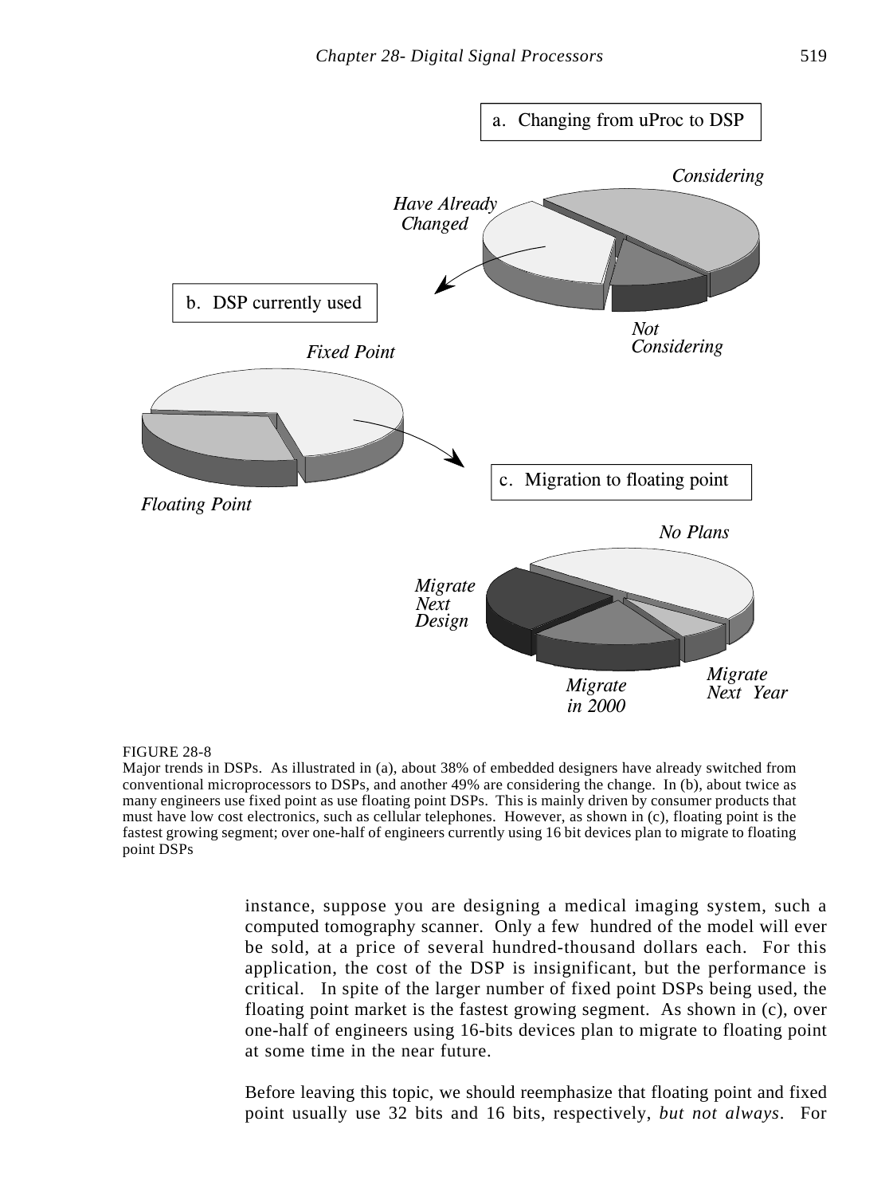FIGURE 28-8
Major trends in DSPs. As illustrated in (a), about 38% of embedded designers have already switched from conventional microprocessors to DSPs, and another 49% are considering the change. In (b), about twice as many engineers use fixed point as use floating point DSPs. This is mainly driven by consumer products that must have low cost electronics, such as cellular telephones. However, as shown in (c), floating point is the fastest growing segment; over one-half of engineers currently using 16 bit devices plan to migrate to floating point DSPs

instance, suppose you are designing a medical imaging system, such a computed tomography scanner. Only a few hundred of the model will ever be sold, at a price of several hundred-thousand dollars each. For this application, the cost of the DSP is insignificant, but the performance is critical. In spite of the larger number of fixed point DSPs being used, the floating point market is the fastest growing segment. As shown in (c), over one-half of engineers using 16-bits devices plan to migrate to floating point at some time in the near future.

Before leaving this topic, we should reemphasize that floating point and fixed point usually use 32 bits and 16 bits, respectively, *but not always*. For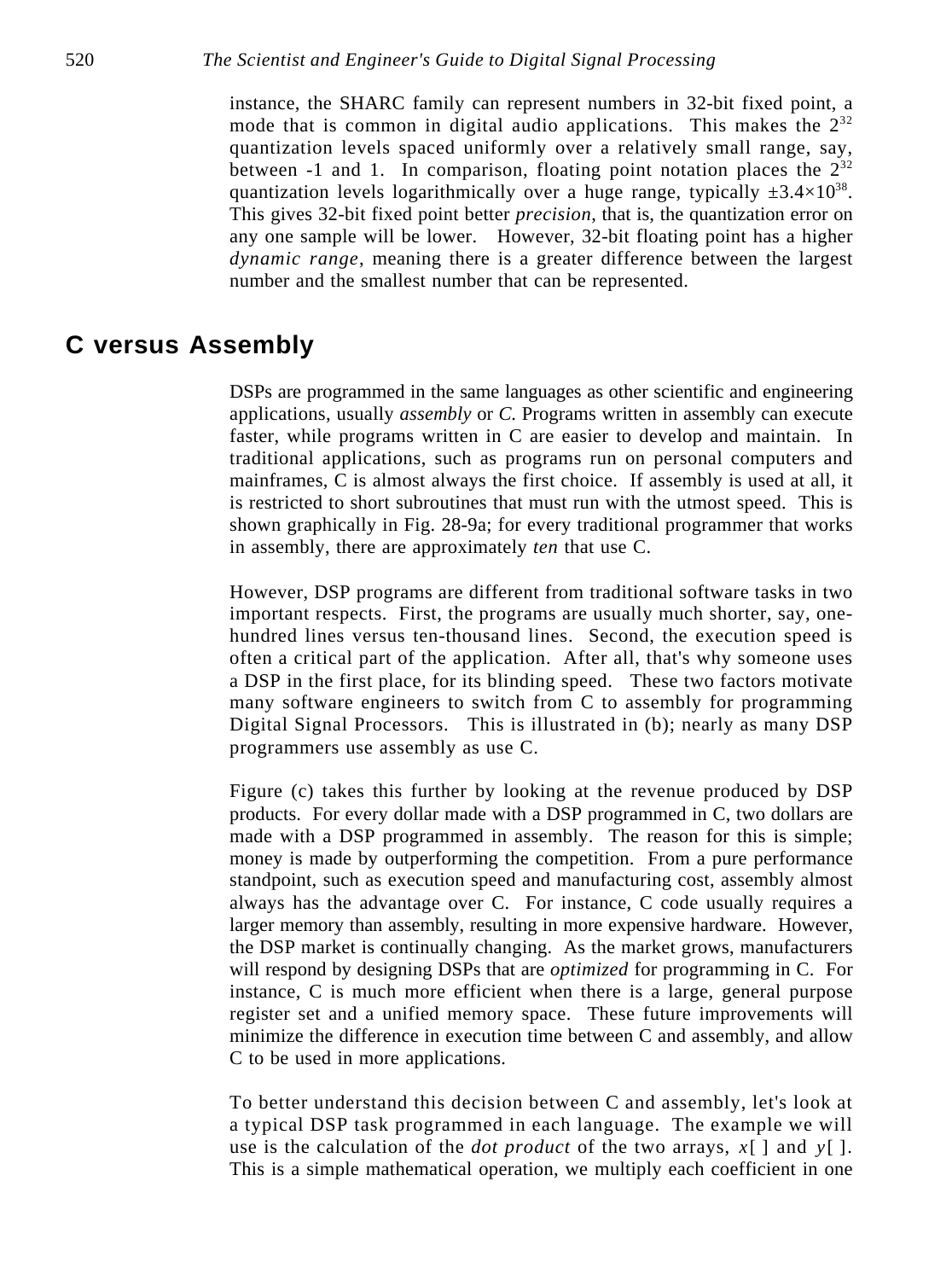instance, the SHARC family can represent numbers in 32-bit fixed point, a mode that is common in digital audio applications. This makes the $2^{32}$ quantization levels spaced uniformly over a relatively small range, say, between -1 and 1. In comparison, floating point notation places the $2^{32}$ quantization levels logarithmically over a huge range, typically $\pm 3.4 \times 10^{38}$. This gives 32-bit fixed point better *precision*, that is, the quantization error on any one sample will be lower. However, 32-bit floating point has a higher *dynamic range*, meaning there is a greater difference between the largest number and the smallest number that can be represented.

## C versus Assembly

DSPs are programmed in the same languages as other scientific and engineering applications, usually *assembly* or *C.* Programs written in assembly can execute faster, while programs written in C are easier to develop and maintain. In traditional applications, such as programs run on personal computers and mainframes, C is almost always the first choice. If assembly is used at all, it is restricted to short subroutines that must run with the utmost speed. This is shown graphically in Fig. 28-9a; for every traditional programmer that works in assembly, there are approximately *ten* that use C.

However, DSP programs are different from traditional software tasks in two important respects. First, the programs are usually much shorter, say, one-hundred lines versus ten-thousand lines. Second, the execution speed is often a critical part of the application. After all, that's why someone uses a DSP in the first place, for its blinding speed. These two factors motivate many software engineers to switch from C to assembly for programming Digital Signal Processors. This is illustrated in (b); nearly as many DSP programmers use assembly as use C.

Figure (c) takes this further by looking at the revenue produced by DSP products. For every dollar made with a DSP programmed in C, two dollars are made with a DSP programmed in assembly. The reason for this is simple; money is made by outperforming the competition. From a pure performance standpoint, such as execution speed and manufacturing cost, assembly almost always has the advantage over C. For instance, C code usually requires a larger memory than assembly, resulting in more expensive hardware. However, the DSP market is continually changing. As the market grows, manufacturers will respond by designing DSPs that are *optimized* for programming in C. For instance, C is much more efficient when there is a large, general purpose register set and a unified memory space. These future improvements will minimize the difference in execution time between C and assembly, and allow C to be used in more applications.

To better understand this decision between C and assembly, let's look at a typical DSP task programmed in each language. The example we will use is the calculation of the *dot product* of the two arrays, *x*[ ] and *y*[ ]. This is a simple mathematical operation, we multiply each coefficient in one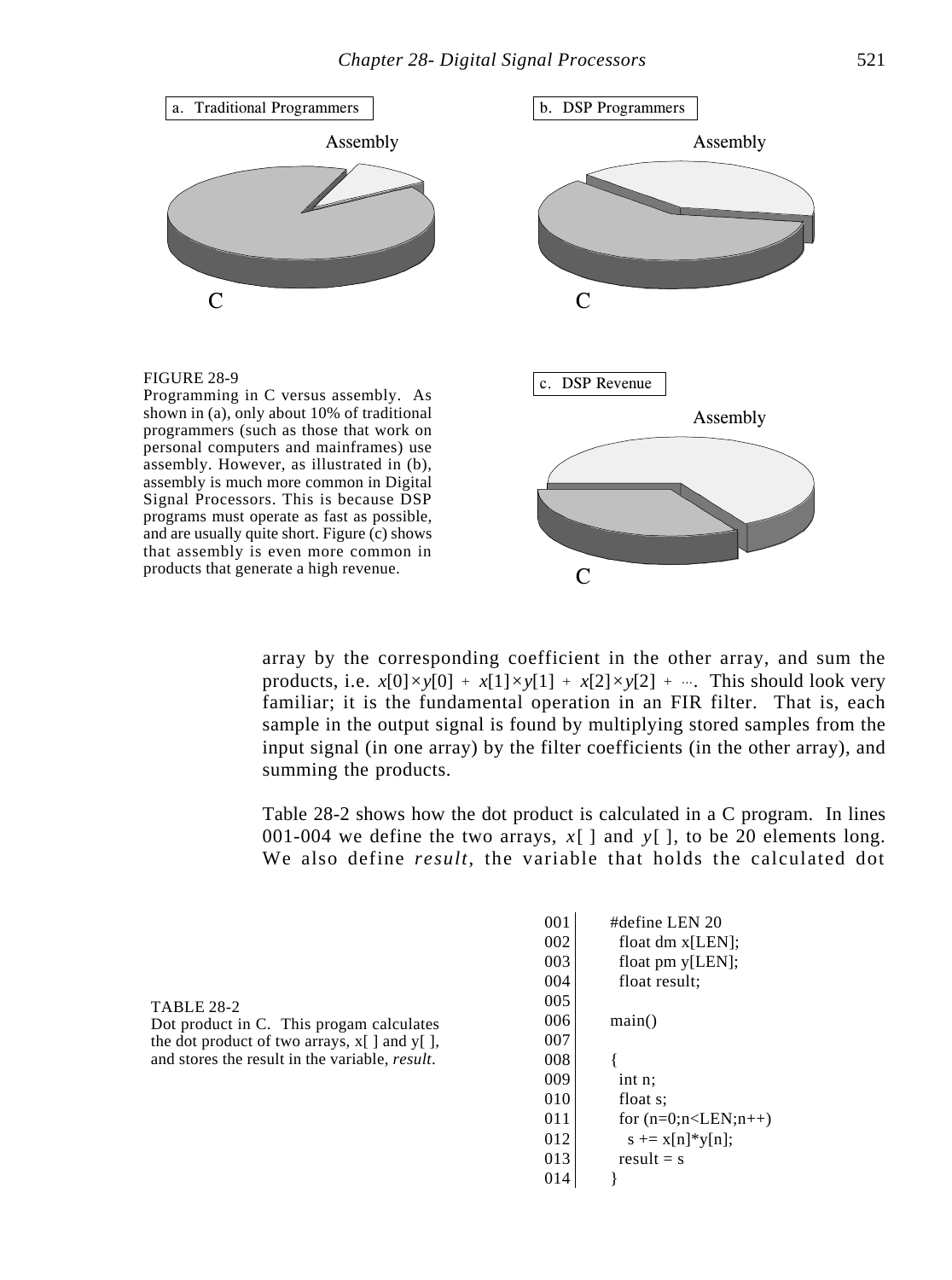a. Traditional Programmers

Assembly

C

b. DSP Programmers

Assembly

C

c. DSP Revenue

Assembly

C

FIGURE 28-9
Programming in C versus assembly. As shown in (a), only about 10% of traditional programmers (such as those that work on personal computers and mainframes) use assembly. However, as illustrated in (b), assembly is much more common in Digital Signal Processors. This is because DSP programs must operate as fast as possible, and are usually quite short. Figure (c) shows that assembly is even more common in products that generate a high revenue.

array by the corresponding coefficient in the other array, and sum the products, i.e. $x[0] \times y[0] + x[1] \times y[1] + x[2] \times y[2] + \cdots$. This should look very familiar; it is the fundamental operation in an FIR filter. That is, each sample in the output signal is found by multiplying stored samples from the input signal (in one array) by the filter coefficients (in the other array), and summing the products.

Table 28-2 shows how the dot product is calculated in a C program. In lines 001-004 we define the two arrays, $x[\,]$ and $y[\,]$, to be 20 elements long. We also define *result*, the variable that holds the calculated dot

TABLE 28-2
Dot product in C. This progam calculates the dot product of two arrays, x[ ] and y[ ], and stores the result in the variable, *result*.

```
001     #define LEN 20
002       float dm x[LEN];
003       float pm y[LEN];
004       float result;
005
006     main()
007
008     {
009       int n;
010       float s;
011       for (n=0;n<LEN;n++)
012         s += x[n]*y[n];
013       result = s
014     }
```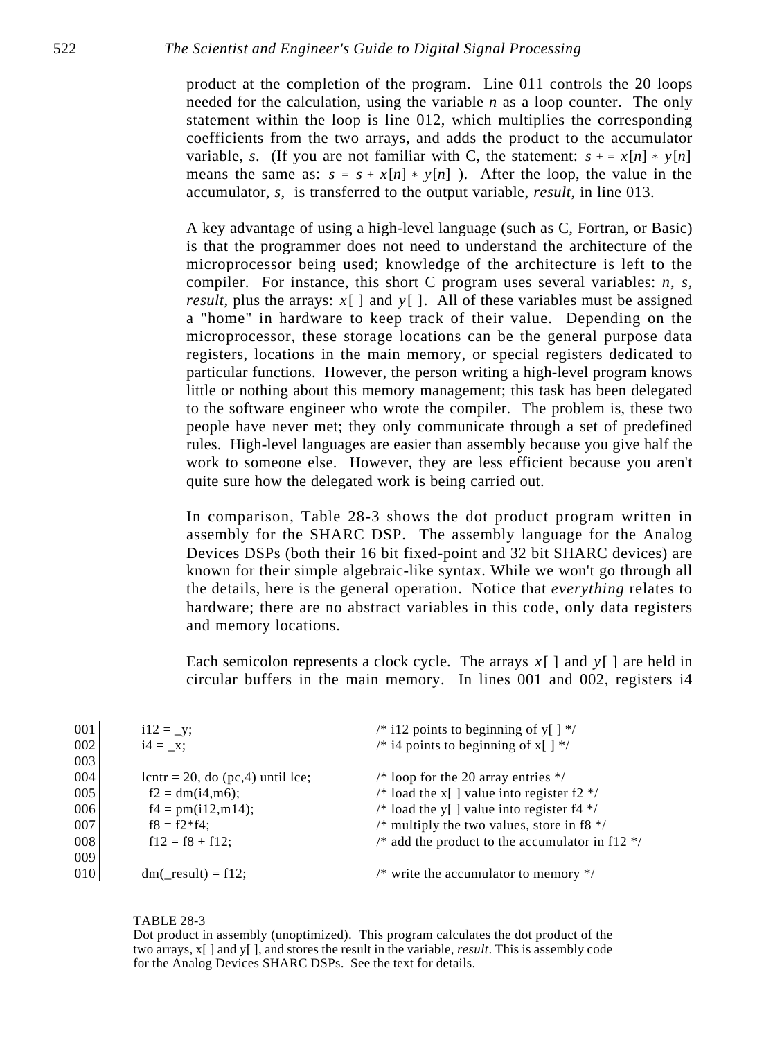product at the completion of the program. Line 011 controls the 20 loops needed for the calculation, using the variable *n* as a loop counter. The only statement within the loop is line 012, which multiplies the corresponding coefficients from the two arrays, and adds the product to the accumulator variable, *s*. (If you are not familiar with C, the statement: $s += x[n] * y[n]$ means the same as: $s = s + x[n] * y[n]$ ). After the loop, the value in the accumulator, *s*, is transferred to the output variable, *result*, in line 013.

A key advantage of using a high-level language (such as C, Fortran, or Basic) is that the programmer does not need to understand the architecture of the microprocessor being used; knowledge of the architecture is left to the compiler. For instance, this short C program uses several variables: *n*, *s*, *result*, plus the arrays: *x*[ ] and *y*[ ]. All of these variables must be assigned a "home" in hardware to keep track of their value. Depending on the microprocessor, these storage locations can be the general purpose data registers, locations in the main memory, or special registers dedicated to particular functions. However, the person writing a high-level program knows little or nothing about this memory management; this task has been delegated to the software engineer who wrote the compiler. The problem is, these two people have never met; they only communicate through a set of predefined rules. High-level languages are easier than assembly because you give half the work to someone else. However, they are less efficient because you aren't quite sure how the delegated work is being carried out.

In comparison, Table 28-3 shows the dot product program written in assembly for the SHARC DSP. The assembly language for the Analog Devices DSPs (both their 16 bit fixed-point and 32 bit SHARC devices) are known for their simple algebraic-like syntax. While we won't go through all the details, here is the general operation. Notice that *everything* relates to hardware; there are no abstract variables in this code, only data registers and memory locations.

Each semicolon represents a clock cycle. The arrays *x*[ ] and *y*[ ] are held in circular buffers in the main memory. In lines 001 and 002, registers i4

```
001     i12 = _y;                            /* i12 points to beginning of y[ ] */
002     i4 = _x;                             /* i4 points to beginning of x[ ] */
003
004     lcntr = 20, do (pc,4) until lce;     /* loop for the 20 array entries */
005       f2 = dm(i4,m6);                    /* load the x[ ] value into register f2 */
006       f4 = pm(i12,m14);                  /* load the y[ ] value into register f4 */
007       f8 = f2*f4;                        /* multiply the two values, store in f8 */
008       f12 = f8 + f12;                    /* add the product to the accumulator in f12 */
009
010     dm(_result) = f12;                   /* write the accumulator to memory */
```

TABLE 28-3
Dot product in assembly (unoptimized). This program calculates the dot product of the two arrays, x[ ] and y[ ], and stores the result in the variable, *result*. This is assembly code for the Analog Devices SHARC DSPs. See the text for details.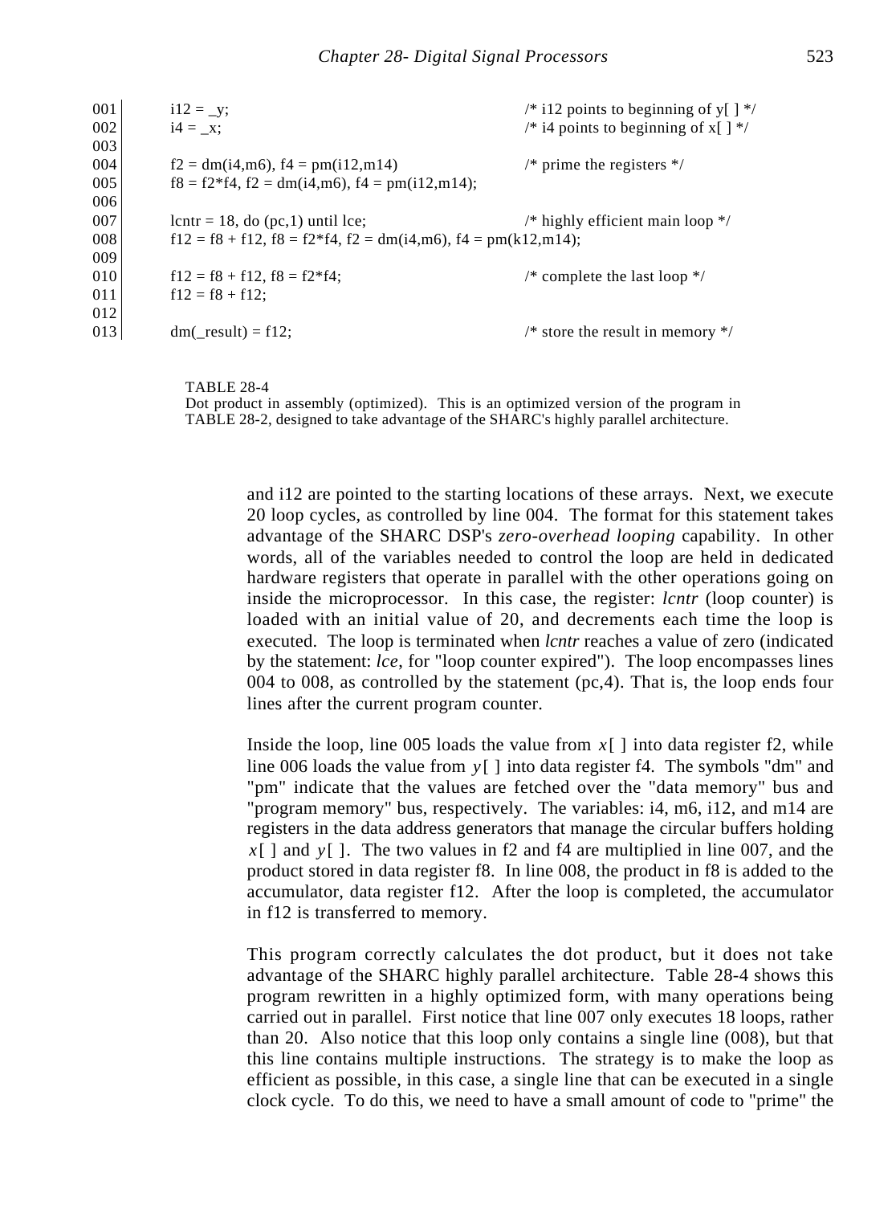```
001     i12 = _y;                                           /* i12 points to beginning of y[ ] */
002     i4 = _x;                                            /* i4 points to beginning of x[ ] */
003
004     f2 = dm(i4,m6), f4 = pm(i12,m14)                    /* prime the registers */
005     f8 = f2*f4, f2 = dm(i4,m6), f4 = pm(i12,m14);
006
007     lcntr = 18, do (pc,1) until lce;                    /* highly efficient main loop */
008     f12 = f8 + f12, f8 = f2*f4, f2 = dm(i4,m6), f4 = pm(k12,m14);
009
010     f12 = f8 + f12, f8 = f2*f4;                         /* complete the last loop */
011     f12 = f8 + f12;
012
013     dm(_result) = f12;                                  /* store the result in memory */
```

TABLE 28-4
Dot product in assembly (optimized). This is an optimized version of the program in TABLE 28-2, designed to take advantage of the SHARC's highly parallel architecture.

and i12 are pointed to the starting locations of these arrays. Next, we execute 20 loop cycles, as controlled by line 004. The format for this statement takes advantage of the SHARC DSP's *zero-overhead looping* capability. In other words, all of the variables needed to control the loop are held in dedicated hardware registers that operate in parallel with the other operations going on inside the microprocessor. In this case, the register: *lcntr* (loop counter) is loaded with an initial value of 20, and decrements each time the loop is executed. The loop is terminated when *lcntr* reaches a value of zero (indicated by the statement: *lce*, for "loop counter expired"). The loop encompasses lines 004 to 008, as controlled by the statement (pc,4). That is, the loop ends four lines after the current program counter.

Inside the loop, line 005 loads the value from $x[\ ]$ into data register f2, while line 006 loads the value from $y[\ ]$ into data register f4. The symbols "dm" and "pm" indicate that the values are fetched over the "data memory" bus and "program memory" bus, respectively. The variables: i4, m6, i12, and m14 are registers in the data address generators that manage the circular buffers holding $x[\ ]$ and $y[\ ]$. The two values in f2 and f4 are multiplied in line 007, and the product stored in data register f8. In line 008, the product in f8 is added to the accumulator, data register f12. After the loop is completed, the accumulator in f12 is transferred to memory.

This program correctly calculates the dot product, but it does not take advantage of the SHARC highly parallel architecture. Table 28-4 shows this program rewritten in a highly optimized form, with many operations being carried out in parallel. First notice that line 007 only executes 18 loops, rather than 20. Also notice that this loop only contains a single line (008), but that this line contains multiple instructions. The strategy is to make the loop as efficient as possible, in this case, a single line that can be executed in a single clock cycle. To do this, we need to have a small amount of code to "prime" the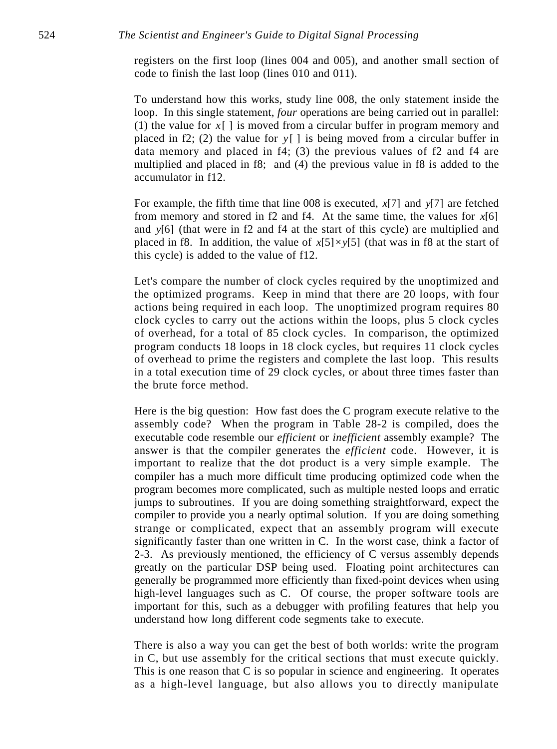registers on the first loop (lines 004 and 005), and another small section of code to finish the last loop (lines 010 and 011).

To understand how this works, study line 008, the only statement inside the loop. In this single statement, *four* operations are being carried out in parallel: (1) the value for $x[\ ]$ is moved from a circular buffer in program memory and placed in f2; (2) the value for $y[\ ]$ is being moved from a circular buffer in data memory and placed in f4; (3) the previous values of f2 and f4 are multiplied and placed in f8; and (4) the previous value in f8 is added to the accumulator in f12.

For example, the fifth time that line 008 is executed, $x[7]$ and $y[7]$ are fetched from memory and stored in f2 and f4. At the same time, the values for $x[6]$ and $y[6]$ (that were in f2 and f4 at the start of this cycle) are multiplied and placed in f8. In addition, the value of $x[5]\times y[5]$ (that was in f8 at the start of this cycle) is added to the value of f12.

Let's compare the number of clock cycles required by the unoptimized and the optimized programs. Keep in mind that there are 20 loops, with four actions being required in each loop. The unoptimized program requires 80 clock cycles to carry out the actions within the loops, plus 5 clock cycles of overhead, for a total of 85 clock cycles. In comparison, the optimized program conducts 18 loops in 18 clock cycles, but requires 11 clock cycles of overhead to prime the registers and complete the last loop. This results in a total execution time of 29 clock cycles, or about three times faster than the brute force method.

Here is the big question: How fast does the C program execute relative to the assembly code? When the program in Table 28-2 is compiled, does the executable code resemble our *efficient* or *inefficient* assembly example? The answer is that the compiler generates the *efficient* code. However, it is important to realize that the dot product is a very simple example. The compiler has a much more difficult time producing optimized code when the program becomes more complicated, such as multiple nested loops and erratic jumps to subroutines. If you are doing something straightforward, expect the compiler to provide you a nearly optimal solution. If you are doing something strange or complicated, expect that an assembly program will execute significantly faster than one written in C. In the worst case, think a factor of 2-3. As previously mentioned, the efficiency of C versus assembly depends greatly on the particular DSP being used. Floating point architectures can generally be programmed more efficiently than fixed-point devices when using high-level languages such as C. Of course, the proper software tools are important for this, such as a debugger with profiling features that help you understand how long different code segments take to execute.

There is also a way you can get the best of both worlds: write the program in C, but use assembly for the critical sections that must execute quickly. This is one reason that C is so popular in science and engineering. It operates as a high-level language, but also allows you to directly manipulate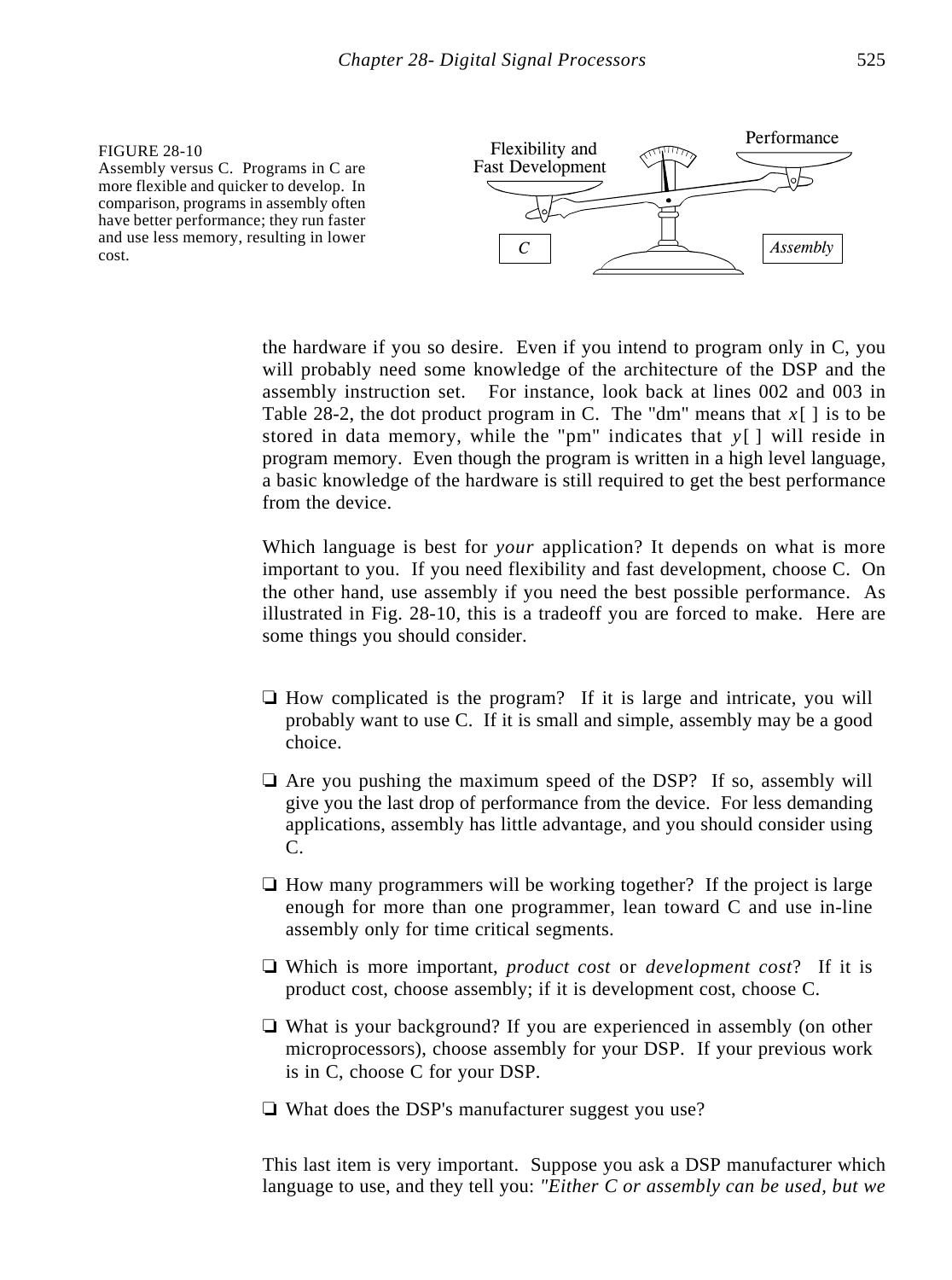FIGURE 28-10
Assembly versus C. Programs in C are more flexible and quicker to develop. In comparison, programs in assembly often have better performance; they run faster and use less memory, resulting in lower cost.

the hardware if you so desire. Even if you intend to program only in C, you will probably need some knowledge of the architecture of the DSP and the assembly instruction set. For instance, look back at lines 002 and 003 in Table 28-2, the dot product program in C. The "dm" means that *x*[ ] is to be stored in data memory, while the "pm" indicates that *y*[ ] will reside in program memory. Even though the program is written in a high level language, a basic knowledge of the hardware is still required to get the best performance from the device.

Which language is best for *your* application? It depends on what is more important to you. If you need flexibility and fast development, choose C. On the other hand, use assembly if you need the best possible performance. As illustrated in Fig. 28-10, this is a tradeoff you are forced to make. Here are some things you should consider.

- How complicated is the program? If it is large and intricate, you will probably want to use C. If it is small and simple, assembly may be a good choice.
- Are you pushing the maximum speed of the DSP? If so, assembly will give you the last drop of performance from the device. For less demanding applications, assembly has little advantage, and you should consider using C.
- How many programmers will be working together? If the project is large enough for more than one programmer, lean toward C and use in-line assembly only for time critical segments.
- Which is more important, *product cost* or *development cost*? If it is product cost, choose assembly; if it is development cost, choose C.
- What is your background? If you are experienced in assembly (on other microprocessors), choose assembly for your DSP. If your previous work is in C, choose C for your DSP.
- What does the DSP's manufacturer suggest you use?

This last item is very important. Suppose you ask a DSP manufacturer which language to use, and they tell you: *"Either C or assembly can be used, but we*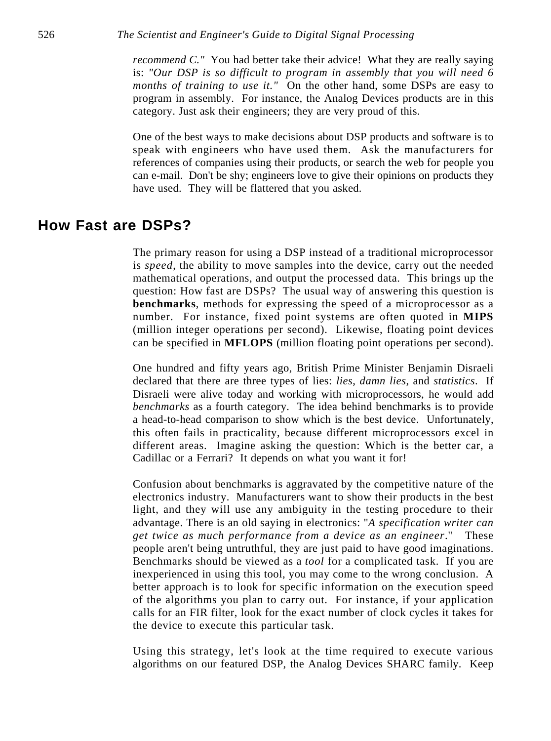*recommend C."* You had better take their advice! What they are really saying is: *"Our DSP is so difficult to program in assembly that you will need 6 months of training to use it."* On the other hand, some DSPs are easy to program in assembly. For instance, the Analog Devices products are in this category. Just ask their engineers; they are very proud of this.

One of the best ways to make decisions about DSP products and software is to speak with engineers who have used them. Ask the manufacturers for references of companies using their products, or search the web for people you can e-mail. Don't be shy; engineers love to give their opinions on products they have used. They will be flattered that you asked.

## How Fast are DSPs?

The primary reason for using a DSP instead of a traditional microprocessor is *speed*, the ability to move samples into the device, carry out the needed mathematical operations, and output the processed data. This brings up the question: How fast are DSPs? The usual way of answering this question is **benchmarks**, methods for expressing the speed of a microprocessor as a number. For instance, fixed point systems are often quoted in **MIPS** (million integer operations per second). Likewise, floating point devices can be specified in **MFLOPS** (million floating point operations per second).

One hundred and fifty years ago, British Prime Minister Benjamin Disraeli declared that there are three types of lies: *lies*, *damn lies*, and *statistics*. If Disraeli were alive today and working with microprocessors, he would add *benchmarks* as a fourth category. The idea behind benchmarks is to provide a head-to-head comparison to show which is the best device. Unfortunately, this often fails in practicality, because different microprocessors excel in different areas. Imagine asking the question: Which is the better car, a Cadillac or a Ferrari? It depends on what you want it for!

Confusion about benchmarks is aggravated by the competitive nature of the electronics industry. Manufacturers want to show their products in the best light, and they will use any ambiguity in the testing procedure to their advantage. There is an old saying in electronics: "*A specification writer can get twice as much performance from a device as an engineer*." These people aren't being untruthful, they are just paid to have good imaginations. Benchmarks should be viewed as a *tool* for a complicated task. If you are inexperienced in using this tool, you may come to the wrong conclusion. A better approach is to look for specific information on the execution speed of the algorithms you plan to carry out. For instance, if your application calls for an FIR filter, look for the exact number of clock cycles it takes for the device to execute this particular task.

Using this strategy, let's look at the time required to execute various algorithms on our featured DSP, the Analog Devices SHARC family. Keep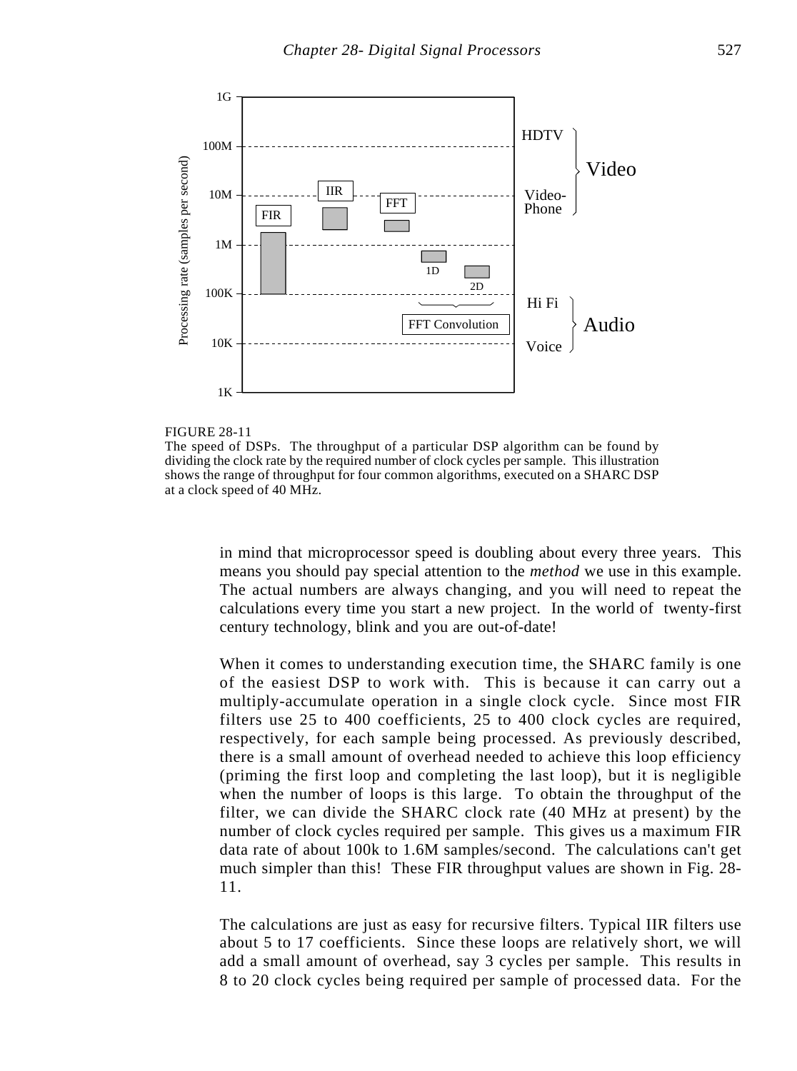FIGURE 28-11
The speed of DSPs. The throughput of a particular DSP algorithm can be found by dividing the clock rate by the required number of clock cycles per sample. This illustration shows the range of throughput for four common algorithms, executed on a SHARC DSP at a clock speed of 40 MHz.

in mind that microprocessor speed is doubling about every three years. This means you should pay special attention to the *method* we use in this example. The actual numbers are always changing, and you will need to repeat the calculations every time you start a new project. In the world of twenty-first century technology, blink and you are out-of-date!

When it comes to understanding execution time, the SHARC family is one of the easiest DSP to work with. This is because it can carry out a multiply-accumulate operation in a single clock cycle. Since most FIR filters use 25 to 400 coefficients, 25 to 400 clock cycles are required, respectively, for each sample being processed. As previously described, there is a small amount of overhead needed to achieve this loop efficiency (priming the first loop and completing the last loop), but it is negligible when the number of loops is this large. To obtain the throughput of the filter, we can divide the SHARC clock rate (40 MHz at present) by the number of clock cycles required per sample. This gives us a maximum FIR data rate of about 100k to 1.6M samples/second. The calculations can't get much simpler than this! These FIR throughput values are shown in Fig. 28-11.

The calculations are just as easy for recursive filters. Typical IIR filters use about 5 to 17 coefficients. Since these loops are relatively short, we will add a small amount of overhead, say 3 cycles per sample. This results in 8 to 20 clock cycles being required per sample of processed data. For the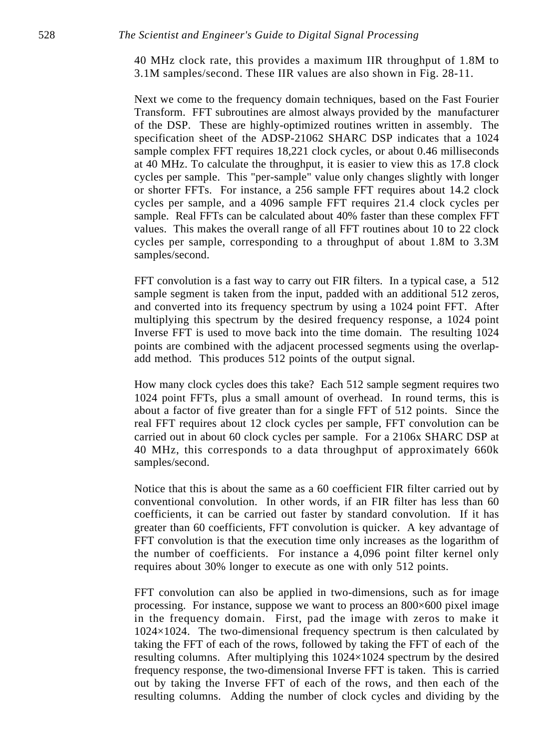40 MHz clock rate, this provides a maximum IIR throughput of 1.8M to 3.1M samples/second. These IIR values are also shown in Fig. 28-11.

Next we come to the frequency domain techniques, based on the Fast Fourier Transform. FFT subroutines are almost always provided by the manufacturer of the DSP. These are highly-optimized routines written in assembly. The specification sheet of the ADSP-21062 SHARC DSP indicates that a 1024 sample complex FFT requires 18,221 clock cycles, or about 0.46 milliseconds at 40 MHz. To calculate the throughput, it is easier to view this as 17.8 clock cycles per sample. This "per-sample" value only changes slightly with longer or shorter FFTs. For instance, a 256 sample FFT requires about 14.2 clock cycles per sample, and a 4096 sample FFT requires 21.4 clock cycles per sample. Real FFTs can be calculated about 40% faster than these complex FFT values. This makes the overall range of all FFT routines about 10 to 22 clock cycles per sample, corresponding to a throughput of about 1.8M to 3.3M samples/second.

FFT convolution is a fast way to carry out FIR filters. In a typical case, a 512 sample segment is taken from the input, padded with an additional 512 zeros, and converted into its frequency spectrum by using a 1024 point FFT. After multiplying this spectrum by the desired frequency response, a 1024 point Inverse FFT is used to move back into the time domain. The resulting 1024 points are combined with the adjacent processed segments using the overlap-add method. This produces 512 points of the output signal.

How many clock cycles does this take? Each 512 sample segment requires two 1024 point FFTs, plus a small amount of overhead. In round terms, this is about a factor of five greater than for a single FFT of 512 points. Since the real FFT requires about 12 clock cycles per sample, FFT convolution can be carried out in about 60 clock cycles per sample. For a 2106x SHARC DSP at 40 MHz, this corresponds to a data throughput of approximately 660k samples/second.

Notice that this is about the same as a 60 coefficient FIR filter carried out by conventional convolution. In other words, if an FIR filter has less than 60 coefficients, it can be carried out faster by standard convolution. If it has greater than 60 coefficients, FFT convolution is quicker. A key advantage of FFT convolution is that the execution time only increases as the logarithm of the number of coefficients. For instance a 4,096 point filter kernel only requires about 30% longer to execute as one with only 512 points.

FFT convolution can also be applied in two-dimensions, such as for image processing. For instance, suppose we want to process an 800×600 pixel image in the frequency domain. First, pad the image with zeros to make it 1024×1024. The two-dimensional frequency spectrum is then calculated by taking the FFT of each of the rows, followed by taking the FFT of each of the resulting columns. After multiplying this 1024×1024 spectrum by the desired frequency response, the two-dimensional Inverse FFT is taken. This is carried out by taking the Inverse FFT of each of the rows, and then each of the resulting columns. Adding the number of clock cycles and dividing by the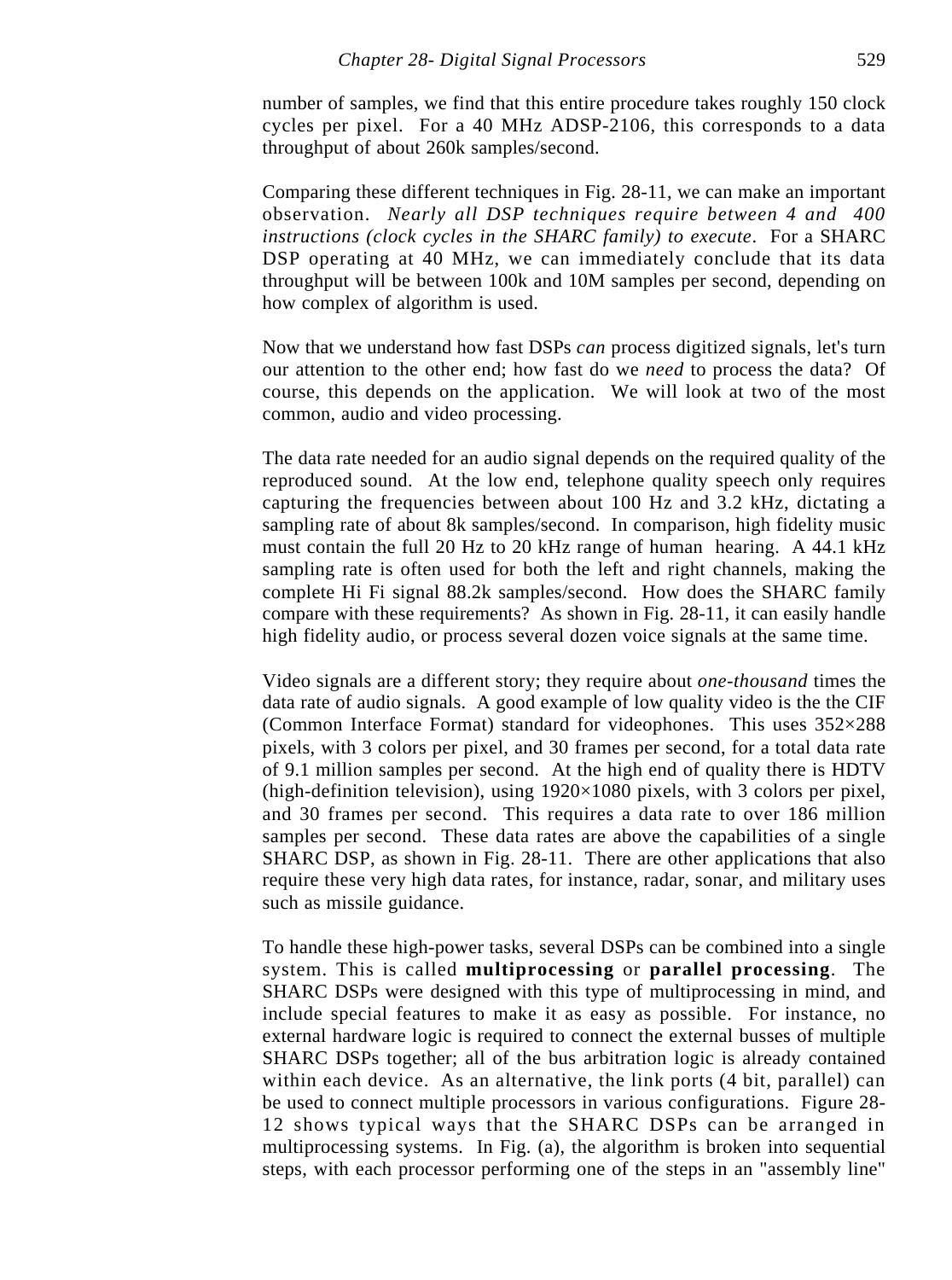number of samples, we find that this entire procedure takes roughly 150 clock cycles per pixel. For a 40 MHz ADSP-2106, this corresponds to a data throughput of about 260k samples/second.

Comparing these different techniques in Fig. 28-11, we can make an important observation. *Nearly all DSP techniques require between 4 and 400 instructions (clock cycles in the SHARC family) to execute*. For a SHARC DSP operating at 40 MHz, we can immediately conclude that its data throughput will be between 100k and 10M samples per second, depending on how complex of algorithm is used.

Now that we understand how fast DSPs *can* process digitized signals, let's turn our attention to the other end; how fast do we *need* to process the data? Of course, this depends on the application. We will look at two of the most common, audio and video processing.

The data rate needed for an audio signal depends on the required quality of the reproduced sound. At the low end, telephone quality speech only requires capturing the frequencies between about 100 Hz and 3.2 kHz, dictating a sampling rate of about 8k samples/second. In comparison, high fidelity music must contain the full 20 Hz to 20 kHz range of human hearing. A 44.1 kHz sampling rate is often used for both the left and right channels, making the complete Hi Fi signal 88.2k samples/second. How does the SHARC family compare with these requirements? As shown in Fig. 28-11, it can easily handle high fidelity audio, or process several dozen voice signals at the same time.

Video signals are a different story; they require about *one-thousand* times the data rate of audio signals. A good example of low quality video is the the CIF (Common Interface Format) standard for videophones. This uses 352×288 pixels, with 3 colors per pixel, and 30 frames per second, for a total data rate of 9.1 million samples per second. At the high end of quality there is HDTV (high-definition television), using 1920×1080 pixels, with 3 colors per pixel, and 30 frames per second. This requires a data rate to over 186 million samples per second. These data rates are above the capabilities of a single SHARC DSP, as shown in Fig. 28-11. There are other applications that also require these very high data rates, for instance, radar, sonar, and military uses such as missile guidance.

To handle these high-power tasks, several DSPs can be combined into a single system. This is called **multiprocessing** or **parallel processing**. The SHARC DSPs were designed with this type of multiprocessing in mind, and include special features to make it as easy as possible. For instance, no external hardware logic is required to connect the external busses of multiple SHARC DSPs together; all of the bus arbitration logic is already contained within each device. As an alternative, the link ports (4 bit, parallel) can be used to connect multiple processors in various configurations. Figure 28-12 shows typical ways that the SHARC DSPs can be arranged in multiprocessing systems. In Fig. (a), the algorithm is broken into sequential steps, with each processor performing one of the steps in an "assembly line"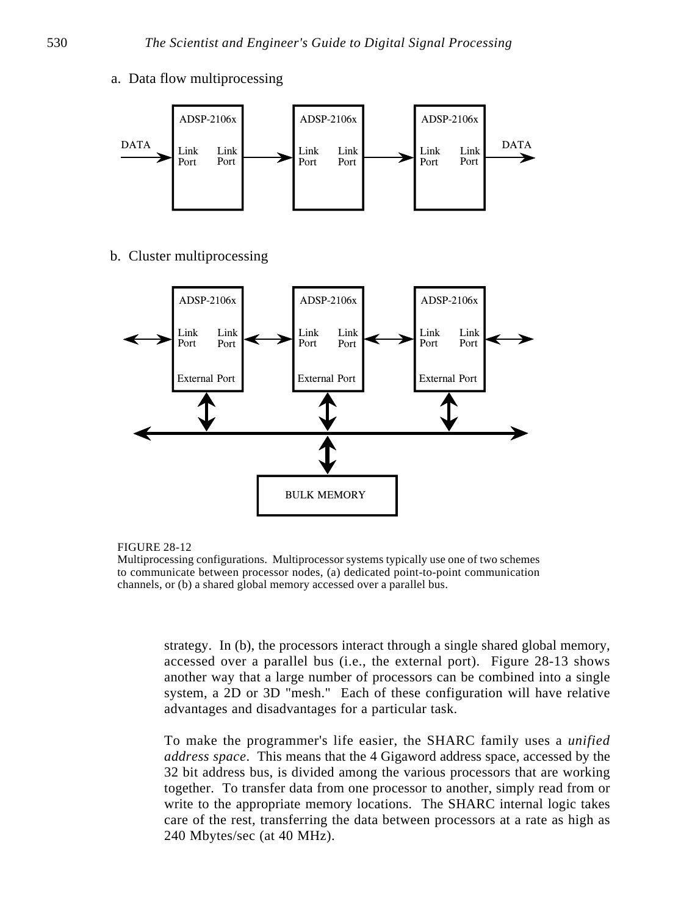a. Data flow multiprocessing

b. Cluster multiprocessing

FIGURE 28-12
Multiprocessing configurations. Multiprocessor systems typically use one of two schemes to communicate between processor nodes, (a) dedicated point-to-point communication channels, or (b) a shared global memory accessed over a parallel bus.

strategy. In (b), the processors interact through a single shared global memory, accessed over a parallel bus (i.e., the external port). Figure 28-13 shows another way that a large number of processors can be combined into a single system, a 2D or 3D "mesh." Each of these configuration will have relative advantages and disadvantages for a particular task.

To make the programmer's life easier, the SHARC family uses a *unified address space*. This means that the 4 Gigaword address space, accessed by the 32 bit address bus, is divided among the various processors that are working together. To transfer data from one processor to another, simply read from or write to the appropriate memory locations. The SHARC internal logic takes care of the rest, transferring the data between processors at a rate as high as 240 Mbytes/sec (at 40 MHz).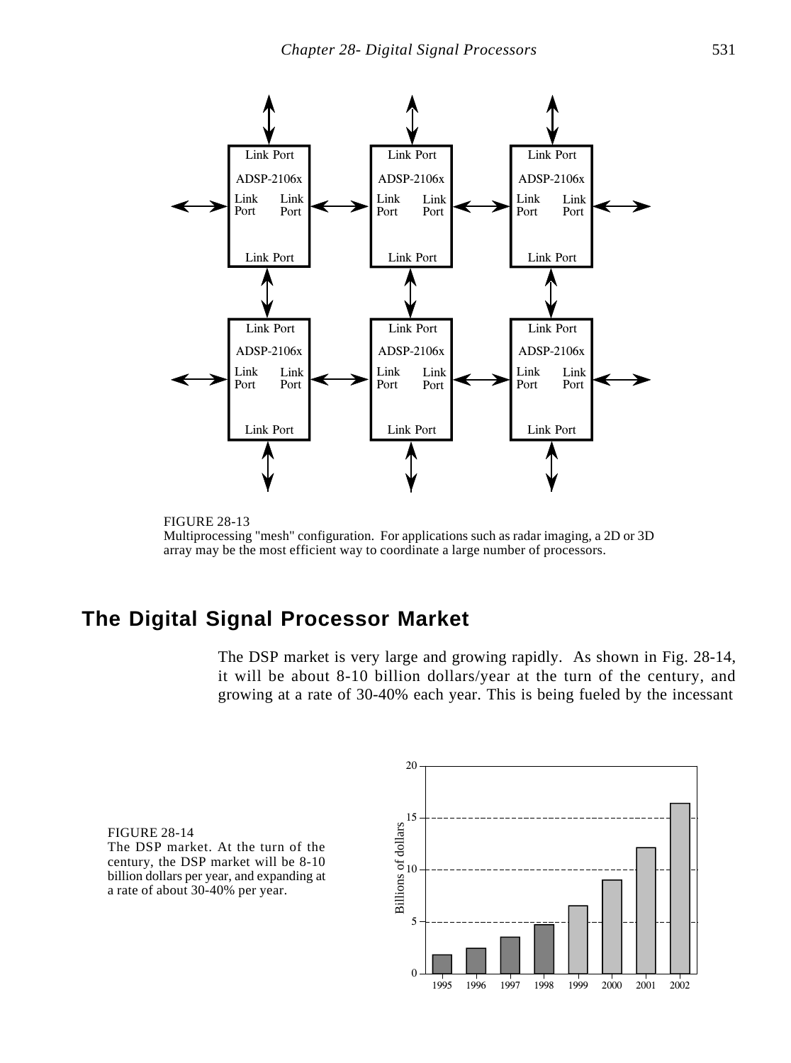FIGURE 28-13
Multiprocessing "mesh" configuration. For applications such as radar imaging, a 2D or 3D array may be the most efficient way to coordinate a large number of processors.

## The Digital Signal Processor Market

The DSP market is very large and growing rapidly. As shown in Fig. 28-14, it will be about 8-10 billion dollars/year at the turn of the century, and growing at a rate of 30-40% each year. This is being fueled by the incessant

FIGURE 28-14
The DSP market. At the turn of the century, the DSP market will be 8-10 billion dollars per year, and expanding at a rate of about 30-40% per year.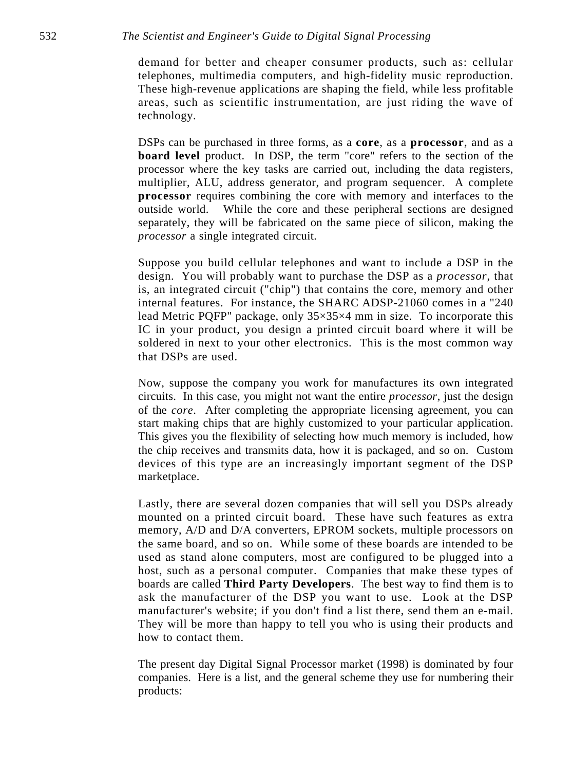demand for better and cheaper consumer products, such as: cellular telephones, multimedia computers, and high-fidelity music reproduction. These high-revenue applications are shaping the field, while less profitable areas, such as scientific instrumentation, are just riding the wave of technology.

DSPs can be purchased in three forms, as a **core**, as a **processor**, and as a **board level** product. In DSP, the term "core" refers to the section of the processor where the key tasks are carried out, including the data registers, multiplier, ALU, address generator, and program sequencer. A complete **processor** requires combining the core with memory and interfaces to the outside world. While the core and these peripheral sections are designed separately, they will be fabricated on the same piece of silicon, making the *processor* a single integrated circuit.

Suppose you build cellular telephones and want to include a DSP in the design. You will probably want to purchase the DSP as a *processor*, that is, an integrated circuit ("chip") that contains the core, memory and other internal features. For instance, the SHARC ADSP-21060 comes in a "240 lead Metric PQFP" package, only 35×35×4 mm in size. To incorporate this IC in your product, you design a printed circuit board where it will be soldered in next to your other electronics. This is the most common way that DSPs are used.

Now, suppose the company you work for manufactures its own integrated circuits. In this case, you might not want the entire *processor*, just the design of the *core*. After completing the appropriate licensing agreement, you can start making chips that are highly customized to your particular application. This gives you the flexibility of selecting how much memory is included, how the chip receives and transmits data, how it is packaged, and so on. Custom devices of this type are an increasingly important segment of the DSP marketplace.

Lastly, there are several dozen companies that will sell you DSPs already mounted on a printed circuit board. These have such features as extra memory, A/D and D/A converters, EPROM sockets, multiple processors on the same board, and so on. While some of these boards are intended to be used as stand alone computers, most are configured to be plugged into a host, such as a personal computer. Companies that make these types of boards are called **Third Party Developers**. The best way to find them is to ask the manufacturer of the DSP you want to use. Look at the DSP manufacturer's website; if you don't find a list there, send them an e-mail. They will be more than happy to tell you who is using their products and how to contact them.

The present day Digital Signal Processor market (1998) is dominated by four companies. Here is a list, and the general scheme they use for numbering their products: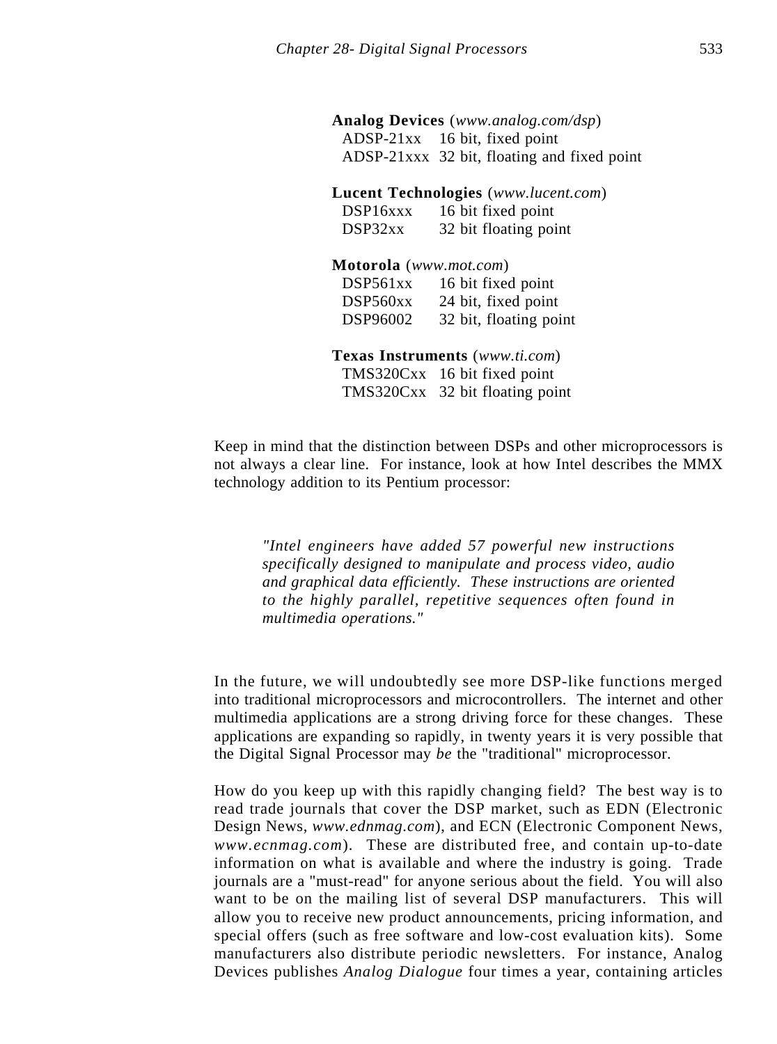**Analog Devices** (*www.analog.com/dsp*)
ADSP-21xx 16 bit, fixed point
ADSP-21xxx 32 bit, floating and fixed point

**Lucent Technologies** (*www.lucent.com*)
DSP16xxx 16 bit fixed point
DSP32xx 32 bit floating point

**Motorola** (*www.mot.com*)
DSP561xx 16 bit fixed point
DSP560xx 24 bit, fixed point
DSP96002 32 bit, floating point

**Texas Instruments** (*www.ti.com*)
TMS320Cxx 16 bit fixed point
TMS320Cxx 32 bit floating point

Keep in mind that the distinction between DSPs and other microprocessors is not always a clear line. For instance, look at how Intel describes the MMX technology addition to its Pentium processor:

> *"Intel engineers have added 57 powerful new instructions specifically designed to manipulate and process video, audio and graphical data efficiently. These instructions are oriented to the highly parallel, repetitive sequences often found in multimedia operations."*

In the future, we will undoubtedly see more DSP-like functions merged into traditional microprocessors and microcontrollers. The internet and other multimedia applications are a strong driving force for these changes. These applications are expanding so rapidly, in twenty years it is very possible that the Digital Signal Processor may *be* the "traditional" microprocessor.

How do you keep up with this rapidly changing field? The best way is to read trade journals that cover the DSP market, such as EDN (Electronic Design News, *www.ednmag.com*), and ECN (Electronic Component News, *www.ecnmag.com*). These are distributed free, and contain up-to-date information on what is available and where the industry is going. Trade journals are a "must-read" for anyone serious about the field. You will also want to be on the mailing list of several DSP manufacturers. This will allow you to receive new product announcements, pricing information, and special offers (such as free software and low-cost evaluation kits). Some manufacturers also distribute periodic newsletters. For instance, Analog Devices publishes *Analog Dialogue* four times a year, containing articles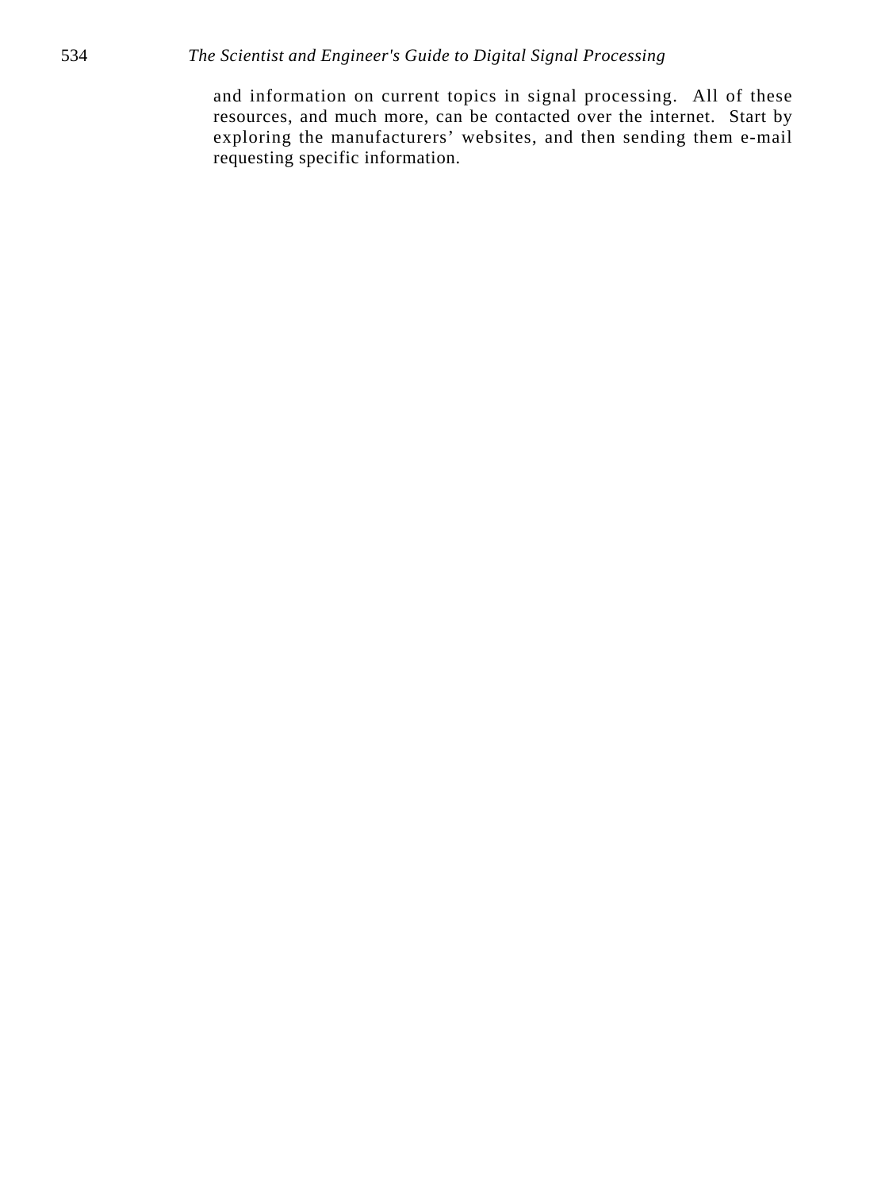and information on current topics in signal processing. All of these resources, and much more, can be contacted over the internet. Start by exploring the manufacturers' websites, and then sending them e-mail requesting specific information.